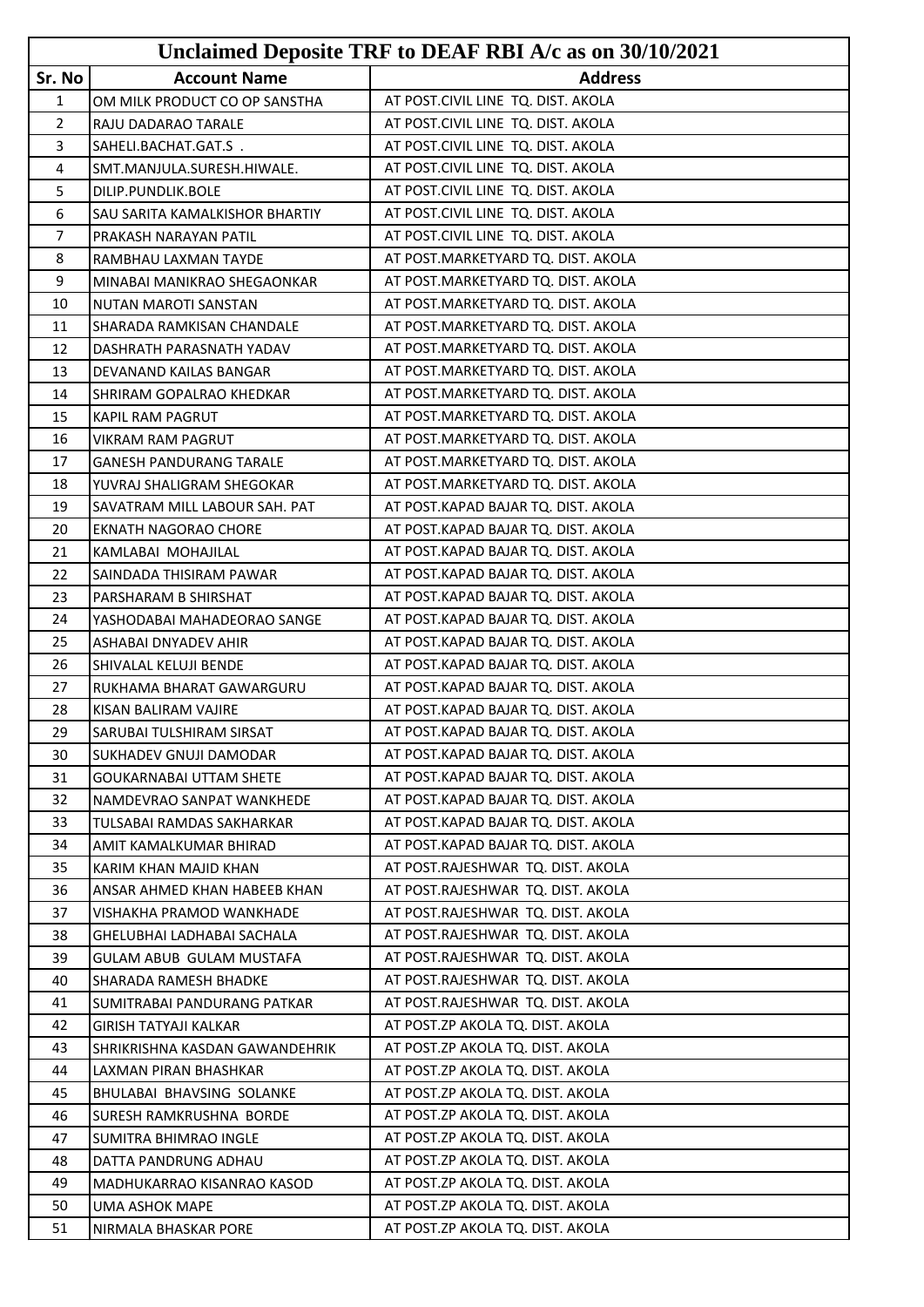# Unclaimed Deposite TRF to DEAF RBI A/c as on 30/10/2021

| Sr. No | Account Name | Address |
|---|---|---|
| 1 | OM MILK PRODUCT CO OP SANSTHA | AT POST.CIVIL LINE TQ. DIST. AKOLA |
| 2 | RAJU DADARAO TARALE | AT POST.CIVIL LINE TQ. DIST. AKOLA |
| 3 | SAHELI.BACHAT.GAT.S . | AT POST.CIVIL LINE TQ. DIST. AKOLA |
| 4 | SMT.MANJULA.SURESH.HIWALE. | AT POST.CIVIL LINE TQ. DIST. AKOLA |
| 5 | DILIP.PUNDLIK.BOLE | AT POST.CIVIL LINE TQ. DIST. AKOLA |
| 6 | SAU SARITA KAMALKISHOR BHARTIY | AT POST.CIVIL LINE TQ. DIST. AKOLA |
| 7 | PRAKASH NARAYAN PATIL | AT POST.CIVIL LINE TQ. DIST. AKOLA |
| 8 | RAMBHAU LAXMAN TAYDE | AT POST.MARKETYARD TQ. DIST. AKOLA |
| 9 | MINABAI MANIKRAO SHEGAONKAR | AT POST.MARKETYARD TQ. DIST. AKOLA |
| 10 | NUTAN MAROTI SANSTAN | AT POST.MARKETYARD TQ. DIST. AKOLA |
| 11 | SHARADA RAMKISAN CHANDALE | AT POST.MARKETYARD TQ. DIST. AKOLA |
| 12 | DASHRATH PARASNATH YADAV | AT POST.MARKETYARD TQ. DIST. AKOLA |
| 13 | DEVANAND KAILAS BANGAR | AT POST.MARKETYARD TQ. DIST. AKOLA |
| 14 | SHRIRAM GOPALRAO KHEDKAR | AT POST.MARKETYARD TQ. DIST. AKOLA |
| 15 | KAPIL RAM PAGRUT | AT POST.MARKETYARD TQ. DIST. AKOLA |
| 16 | VIKRAM RAM PAGRUT | AT POST.MARKETYARD TQ. DIST. AKOLA |
| 17 | GANESH PANDURANG TARALE | AT POST.MARKETYARD TQ. DIST. AKOLA |
| 18 | YUVRAJ SHALIGRAM SHEGOKAR | AT POST.MARKETYARD TQ. DIST. AKOLA |
| 19 | SAVATRAM MILL LABOUR SAH. PAT | AT POST.KAPAD BAJAR TQ. DIST. AKOLA |
| 20 | EKNATH NAGORAO CHORE | AT POST.KAPAD BAJAR TQ. DIST. AKOLA |
| 21 | KAMLABAI MOHAJILAL | AT POST.KAPAD BAJAR TQ. DIST. AKOLA |
| 22 | SAINDADA THISIRAM PAWAR | AT POST.KAPAD BAJAR TQ. DIST. AKOLA |
| 23 | PARSHARAM B SHIRSHAT | AT POST.KAPAD BAJAR TQ. DIST. AKOLA |
| 24 | YASHODABAI MAHADEORAO SANGE | AT POST.KAPAD BAJAR TQ. DIST. AKOLA |
| 25 | ASHABAI DNYADEV AHIR | AT POST.KAPAD BAJAR TQ. DIST. AKOLA |
| 26 | SHIVALAL KELUJI BENDE | AT POST.KAPAD BAJAR TQ. DIST. AKOLA |
| 27 | RUKHAMA BHARAT GAWARGURU | AT POST.KAPAD BAJAR TQ. DIST. AKOLA |
| 28 | KISAN BALIRAM VAJIRE | AT POST.KAPAD BAJAR TQ. DIST. AKOLA |
| 29 | SARUBAI TULSHIRAM SIRSAT | AT POST.KAPAD BAJAR TQ. DIST. AKOLA |
| 30 | SUKHADEV GNUJI DAMODAR | AT POST.KAPAD BAJAR TQ. DIST. AKOLA |
| 31 | GOUKARNABAI UTTAM SHETE | AT POST.KAPAD BAJAR TQ. DIST. AKOLA |
| 32 | NAMDEVRAO SANPAT WANKHEDE | AT POST.KAPAD BAJAR TQ. DIST. AKOLA |
| 33 | TULSABAI RAMDAS SAKHARKAR | AT POST.KAPAD BAJAR TQ. DIST. AKOLA |
| 34 | AMIT KAMALKUMAR BHIRAD | AT POST.KAPAD BAJAR TQ. DIST. AKOLA |
| 35 | KARIM KHAN MAJID KHAN | AT POST.RAJESHWAR TQ. DIST. AKOLA |
| 36 | ANSAR AHMED KHAN HABEEB KHAN | AT POST.RAJESHWAR TQ. DIST. AKOLA |
| 37 | VISHAKHA PRAMOD WANKHADE | AT POST.RAJESHWAR TQ. DIST. AKOLA |
| 38 | GHELUBHAI LADHABAI SACHALA | AT POST.RAJESHWAR TQ. DIST. AKOLA |
| 39 | GULAM ABUB GULAM MUSTAFA | AT POST.RAJESHWAR TQ. DIST. AKOLA |
| 40 | SHARADA RAMESH BHADKE | AT POST.RAJESHWAR TQ. DIST. AKOLA |
| 41 | SUMITRABAI PANDURANG PATKAR | AT POST.RAJESHWAR TQ. DIST. AKOLA |
| 42 | GIRISH TATYAJI KALKAR | AT POST.ZP AKOLA TQ. DIST. AKOLA |
| 43 | SHRIKRISHNA KASDAN GAWANDEHRIK | AT POST.ZP AKOLA TQ. DIST. AKOLA |
| 44 | LAXMAN PIRAN BHASHKAR | AT POST.ZP AKOLA TQ. DIST. AKOLA |
| 45 | BHULABAI BHAVSING SOLANKE | AT POST.ZP AKOLA TQ. DIST. AKOLA |
| 46 | SURESH RAMKRUSHNA BORDE | AT POST.ZP AKOLA TQ. DIST. AKOLA |
| 47 | SUMITRA BHIMRAO INGLE | AT POST.ZP AKOLA TQ. DIST. AKOLA |
| 48 | DATTA PANDRUNG ADHAU | AT POST.ZP AKOLA TQ. DIST. AKOLA |
| 49 | MADHUKARRAO KISANRAO KASOD | AT POST.ZP AKOLA TQ. DIST. AKOLA |
| 50 | UMA ASHOK MAPE | AT POST.ZP AKOLA TQ. DIST. AKOLA |
| 51 | NIRMALA BHASKAR PORE | AT POST.ZP AKOLA TQ. DIST. AKOLA |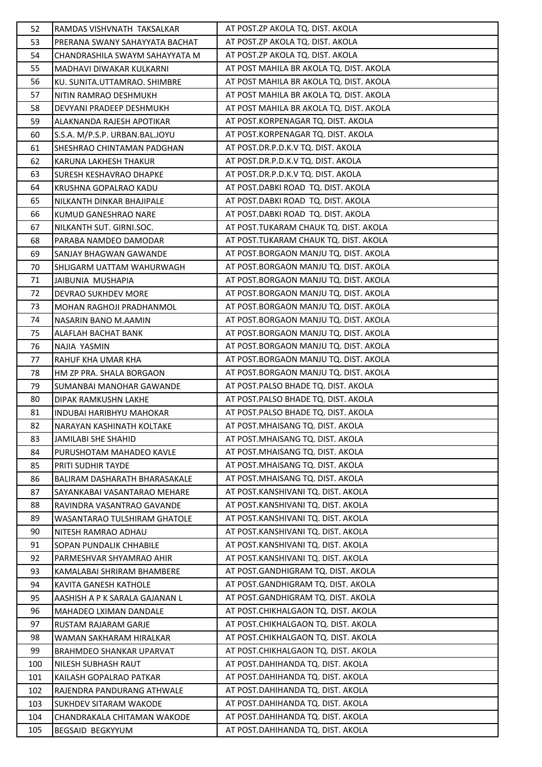| 52 | RAMDAS VISHVNATH TAKSALKAR | AT POST.ZP AKOLA TQ. DIST. AKOLA |
|---|---|---|
| 53 | PRERANA SWANY SAHAYYATA BACHAT | AT POST.ZP AKOLA TQ. DIST. AKOLA |
| 54 | CHANDRASHILA SWAYM SAHAYYATA M | AT POST.ZP AKOLA TQ. DIST. AKOLA |
| 55 | MADHAVI DIWAKAR KULKARNI | AT POST MAHILA BR AKOLA TQ. DIST. AKOLA |
| 56 | KU. SUNITA.UTTAMRAO. SHIMBRE | AT POST MAHILA BR AKOLA TQ. DIST. AKOLA |
| 57 | NITIN RAMRAO DESHMUKH | AT POST MAHILA BR AKOLA TQ. DIST. AKOLA |
| 58 | DEVYANI PRADEEP DESHMUKH | AT POST MAHILA BR AKOLA TQ. DIST. AKOLA |
| 59 | ALAKNANDA RAJESH APOTIKAR | AT POST.KORPENAGAR TQ. DIST. AKOLA |
| 60 | S.S.A. M/P.S.P. URBAN.BAL.JOYU | AT POST.KORPENAGAR TQ. DIST. AKOLA |
| 61 | SHESHRAO CHINTAMAN PADGHAN | AT POST.DR.P.D.K.V TQ. DIST. AKOLA |
| 62 | KARUNA LAKHESH THAKUR | AT POST.DR.P.D.K.V TQ. DIST. AKOLA |
| 63 | SURESH KESHAVRAO DHAPKE | AT POST.DR.P.D.K.V TQ. DIST. AKOLA |
| 64 | KRUSHNA GOPALRAO KADU | AT POST.DABKI ROAD TQ. DIST. AKOLA |
| 65 | NILKANTH DINKAR BHAJIPALE | AT POST.DABKI ROAD TQ. DIST. AKOLA |
| 66 | KUMUD GANESHRAO NARE | AT POST.DABKI ROAD TQ. DIST. AKOLA |
| 67 | NILKANTH SUT. GIRNI.SOC. | AT POST.TUKARAM CHAUK TQ. DIST. AKOLA |
| 68 | PARABA NAMDEO DAMODAR | AT POST.TUKARAM CHAUK TQ. DIST. AKOLA |
| 69 | SANJAY BHAGWAN GAWANDE | AT POST.BORGAON MANJU TQ. DIST. AKOLA |
| 70 | SHLIGARM UATTAM WAHURWAGH | AT POST.BORGAON MANJU TQ. DIST. AKOLA |
| 71 | JAIBUNIA MUSHAPIA | AT POST.BORGAON MANJU TQ. DIST. AKOLA |
| 72 | DEVRAO SUKHDEV MORE | AT POST.BORGAON MANJU TQ. DIST. AKOLA |
| 73 | MOHAN RAGHOJI PRADHANMOL | AT POST.BORGAON MANJU TQ. DIST. AKOLA |
| 74 | NASARIN BANO M.AAMIN | AT POST.BORGAON MANJU TQ. DIST. AKOLA |
| 75 | ALAFLAH BACHAT BANK | AT POST.BORGAON MANJU TQ. DIST. AKOLA |
| 76 | NAJIA YASMIN | AT POST.BORGAON MANJU TQ. DIST. AKOLA |
| 77 | RAHUF KHA UMAR KHA | AT POST.BORGAON MANJU TQ. DIST. AKOLA |
| 78 | HM ZP PRA. SHALA BORGAON | AT POST.BORGAON MANJU TQ. DIST. AKOLA |
| 79 | SUMANBAI MANOHAR GAWANDE | AT POST.PALSO BHADE TQ. DIST. AKOLA |
| 80 | DIPAK RAMKUSHN LAKHE | AT POST.PALSO BHADE TQ. DIST. AKOLA |
| 81 | INDUBAI HARIBHYU MAHOKAR | AT POST.PALSO BHADE TQ. DIST. AKOLA |
| 82 | NARAYAN KASHINATH KOLTAKE | AT POST.MHAISANG TQ. DIST. AKOLA |
| 83 | JAMILABI SHE SHAHID | AT POST.MHAISANG TQ. DIST. AKOLA |
| 84 | PURUSHOTAM MAHADEO KAVLE | AT POST.MHAISANG TQ. DIST. AKOLA |
| 85 | PRITI SUDHIR TAYDE | AT POST.MHAISANG TQ. DIST. AKOLA |
| 86 | BALIRAM DASHARATH BHARASAKALE | AT POST.MHAISANG TQ. DIST. AKOLA |
| 87 | SAYANKABAI VASANTARAO MEHARE | AT POST.KANSHIVANI TQ. DIST. AKOLA |
| 88 | RAVINDRA VASANTRAO GAVANDE | AT POST.KANSHIVANI TQ. DIST. AKOLA |
| 89 | WASANTARAO TULSHIRAM GHATOLE | AT POST.KANSHIVANI TQ. DIST. AKOLA |
| 90 | NITESH RAMRAO ADHAU | AT POST.KANSHIVANI TQ. DIST. AKOLA |
| 91 | SOPAN PUNDALIK CHHABILE | AT POST.KANSHIVANI TQ. DIST. AKOLA |
| 92 | PARMESHVAR SHYAMRAO AHIR | AT POST.KANSHIVANI TQ. DIST. AKOLA |
| 93 | KAMALABAI SHRIRAM BHAMBERE | AT POST.GANDHIGRAM TQ. DIST. AKOLA |
| 94 | KAVITA GANESH KATHOLE | AT POST.GANDHIGRAM TQ. DIST. AKOLA |
| 95 | AASHISH A P K SARALA GAJANAN L | AT POST.GANDHIGRAM TQ. DIST. AKOLA |
| 96 | MAHADEO LXIMAN DANDALE | AT POST.CHIKHALGAON TQ. DIST. AKOLA |
| 97 | RUSTAM RAJARAM GARJE | AT POST.CHIKHALGAON TQ. DIST. AKOLA |
| 98 | WAMAN SAKHARAM HIRALKAR | AT POST.CHIKHALGAON TQ. DIST. AKOLA |
| 99 | BRAHMDEO SHANKAR UPARVAT | AT POST.CHIKHALGAON TQ. DIST. AKOLA |
| 100 | NILESH SUBHASH RAUT | AT POST.DAHIHANDA TQ. DIST. AKOLA |
| 101 | KAILASH GOPALRAO PATKAR | AT POST.DAHIHANDA TQ. DIST. AKOLA |
| 102 | RAJENDRA PANDURANG ATHWALE | AT POST.DAHIHANDA TQ. DIST. AKOLA |
| 103 | SUKHDEV SITARAM WAKODE | AT POST.DAHIHANDA TQ. DIST. AKOLA |
| 104 | CHANDRAKALA CHITAMAN WAKODE | AT POST.DAHIHANDA TQ. DIST. AKOLA |
| 105 | BEGSAID BEGKYYUM | AT POST.DAHIHANDA TQ. DIST. AKOLA |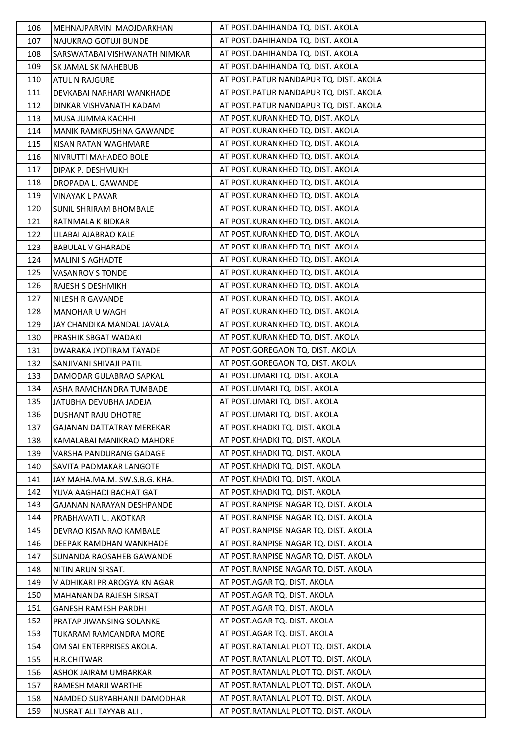| 106 | MEHNAJPARVIN MAOJDARKHAN | AT POST.DAHIHANDA TQ. DIST. AKOLA |
|---|---|---|
| 107 | NAJUKRAO GOTUJI BUNDE | AT POST.DAHIHANDA TQ. DIST. AKOLA |
| 108 | SARSWATABAI VISHWANATH NIMKAR | AT POST.DAHIHANDA TQ. DIST. AKOLA |
| 109 | SK JAMAL SK MAHEBUB | AT POST.DAHIHANDA TQ. DIST. AKOLA |
| 110 | ATUL N RAJGURE | AT POST.PATUR NANDAPUR TQ. DIST. AKOLA |
| 111 | DEVKABAI NARHARI WANKHADE | AT POST.PATUR NANDAPUR TQ. DIST. AKOLA |
| 112 | DINKAR VISHVANATH KADAM | AT POST.PATUR NANDAPUR TQ. DIST. AKOLA |
| 113 | MUSA JUMMA KACHHI | AT POST.KURANKHED TQ. DIST. AKOLA |
| 114 | MANIK RAMKRUSHNA GAWANDE | AT POST.KURANKHED TQ. DIST. AKOLA |
| 115 | KISAN RATAN WAGHMARE | AT POST.KURANKHED TQ. DIST. AKOLA |
| 116 | NIVRUTTI MAHADEO BOLE | AT POST.KURANKHED TQ. DIST. AKOLA |
| 117 | DIPAK P. DESHMUKH | AT POST.KURANKHED TQ. DIST. AKOLA |
| 118 | DROPADA L. GAWANDE | AT POST.KURANKHED TQ. DIST. AKOLA |
| 119 | VINAYAK L PAVAR | AT POST.KURANKHED TQ. DIST. AKOLA |
| 120 | SUNIL SHRIRAM BHOMBALE | AT POST.KURANKHED TQ. DIST. AKOLA |
| 121 | RATNMALA K BIDKAR | AT POST.KURANKHED TQ. DIST. AKOLA |
| 122 | LILABAI AJABRAO KALE | AT POST.KURANKHED TQ. DIST. AKOLA |
| 123 | BABULAL V GHARADE | AT POST.KURANKHED TQ. DIST. AKOLA |
| 124 | MALINI S AGHADTE | AT POST.KURANKHED TQ. DIST. AKOLA |
| 125 | VASANROV S TONDE | AT POST.KURANKHED TQ. DIST. AKOLA |
| 126 | RAJESH S DESHMIKH | AT POST.KURANKHED TQ. DIST. AKOLA |
| 127 | NILESH R GAVANDE | AT POST.KURANKHED TQ. DIST. AKOLA |
| 128 | MANOHAR U WAGH | AT POST.KURANKHED TQ. DIST. AKOLA |
| 129 | JAY CHANDIKA MANDAL JAVALA | AT POST.KURANKHED TQ. DIST. AKOLA |
| 130 | PRASHIK SBGAT WADAKI | AT POST.KURANKHED TQ. DIST. AKOLA |
| 131 | DWARAKA JYOTIRAM TAYADE | AT POST.GOREGAON TQ. DIST. AKOLA |
| 132 | SANJIVANI SHIVAJI PATIL | AT POST.GOREGAON TQ. DIST. AKOLA |
| 133 | DAMODAR GULABRAO SAPKAL | AT POST.UMARI TQ. DIST. AKOLA |
| 134 | ASHA RAMCHANDRA TUMBADE | AT POST.UMARI TQ. DIST. AKOLA |
| 135 | JATUBHA DEVUBHA JADEJA | AT POST.UMARI TQ. DIST. AKOLA |
| 136 | DUSHANT RAJU DHOTRE | AT POST.UMARI TQ. DIST. AKOLA |
| 137 | GAJANAN DATTATRAY MEREKAR | AT POST.KHADKI TQ. DIST. AKOLA |
| 138 | KAMALABAI MANIKRAO MAHORE | AT POST.KHADKI TQ. DIST. AKOLA |
| 139 | VARSHA PANDURANG GADAGE | AT POST.KHADKI TQ. DIST. AKOLA |
| 140 | SAVITA PADMAKAR LANGOTE | AT POST.KHADKI TQ. DIST. AKOLA |
| 141 | JAY MAHA.MA.M. SW.S.B.G. KHA. | AT POST.KHADKI TQ. DIST. AKOLA |
| 142 | YUVA AAGHADI BACHAT GAT | AT POST.KHADKI TQ. DIST. AKOLA |
| 143 | GAJANAN NARAYAN DESHPANDE | AT POST.RANPISE NAGAR TQ. DIST. AKOLA |
| 144 | PRABHAVATI U. AKOTKAR | AT POST.RANPISE NAGAR TQ. DIST. AKOLA |
| 145 | DEVRAO KISANRAO KAMBALE | AT POST.RANPISE NAGAR TQ. DIST. AKOLA |
| 146 | DEEPAK RAMDHAN WANKHADE | AT POST.RANPISE NAGAR TQ. DIST. AKOLA |
| 147 | SUNANDA RAOSAHEB GAWANDE | AT POST.RANPISE NAGAR TQ. DIST. AKOLA |
| 148 | NITIN ARUN SIRSAT. | AT POST.RANPISE NAGAR TQ. DIST. AKOLA |
| 149 | V ADHIKARI PR AROGYA KN AGAR | AT POST.AGAR TQ. DIST. AKOLA |
| 150 | MAHANANDA RAJESH SIRSAT | AT POST.AGAR TQ. DIST. AKOLA |
| 151 | GANESH RAMESH PARDHI | AT POST.AGAR TQ. DIST. AKOLA |
| 152 | PRATAP JIWANSING SOLANKE | AT POST.AGAR TQ. DIST. AKOLA |
| 153 | TUKARAM RAMCANDRA MORE | AT POST.AGAR TQ. DIST. AKOLA |
| 154 | OM SAI ENTERPRISES AKOLA. | AT POST.RATANLAL PLOT TQ. DIST. AKOLA |
| 155 | H.R.CHITWAR | AT POST.RATANLAL PLOT TQ. DIST. AKOLA |
| 156 | ASHOK JAIRAM UMBARKAR | AT POST.RATANLAL PLOT TQ. DIST. AKOLA |
| 157 | RAMESH MARJI WARTHE | AT POST.RATANLAL PLOT TQ. DIST. AKOLA |
| 158 | NAMDEO SURYABHANJI DAMODHAR | AT POST.RATANLAL PLOT TQ. DIST. AKOLA |
| 159 | NUSRAT ALI TAYYAB ALI . | AT POST.RATANLAL PLOT TQ. DIST. AKOLA |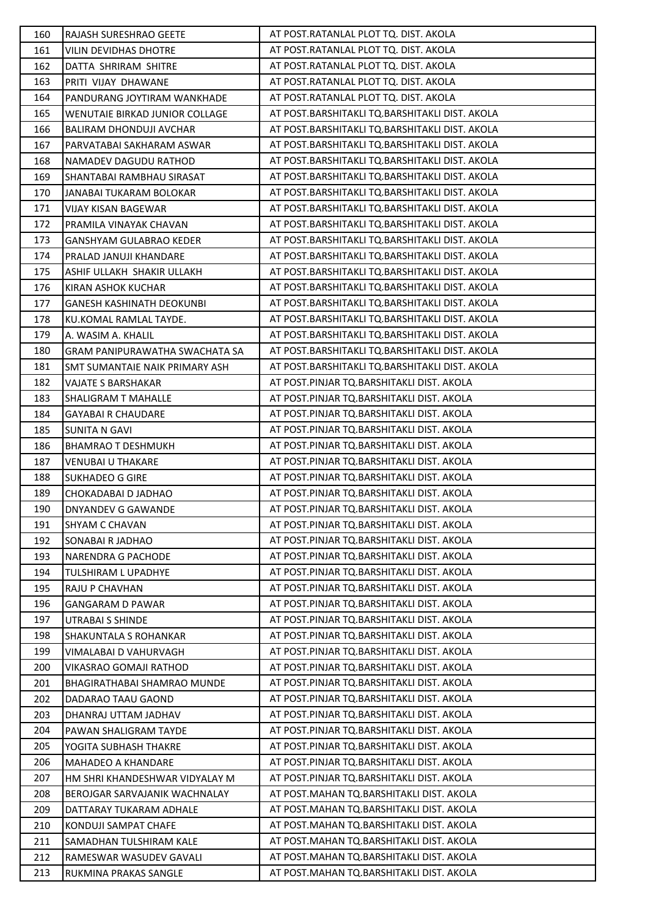| 160 | RAJASH SURESHRAO GEETE | AT POST.RATANLAL PLOT TQ. DIST. AKOLA |
|---|---|---|
| 161 | VILIN DEVIDHAS DHOTRE | AT POST.RATANLAL PLOT TQ. DIST. AKOLA |
| 162 | DATTA SHRIRAM SHITRE | AT POST.RATANLAL PLOT TQ. DIST. AKOLA |
| 163 | PRITI VIJAY DHAWANE | AT POST.RATANLAL PLOT TQ. DIST. AKOLA |
| 164 | PANDURANG JOYTIRAM WANKHADE | AT POST.RATANLAL PLOT TQ. DIST. AKOLA |
| 165 | WENUTAIE BIRKAD JUNIOR COLLAGE | AT POST.BARSHITAKLI TQ.BARSHITAKLI DIST. AKOLA |
| 166 | BALIRAM DHONDUJI AVCHAR | AT POST.BARSHITAKLI TQ.BARSHITAKLI DIST. AKOLA |
| 167 | PARVATABAI SAKHARAM ASWAR | AT POST.BARSHITAKLI TQ.BARSHITAKLI DIST. AKOLA |
| 168 | NAMADEV DAGUDU RATHOD | AT POST.BARSHITAKLI TQ.BARSHITAKLI DIST. AKOLA |
| 169 | SHANTABAI RAMBHAU SIRASAT | AT POST.BARSHITAKLI TQ.BARSHITAKLI DIST. AKOLA |
| 170 | JANABAI TUKARAM BOLOKAR | AT POST.BARSHITAKLI TQ.BARSHITAKLI DIST. AKOLA |
| 171 | VIJAY KISAN BAGEWAR | AT POST.BARSHITAKLI TQ.BARSHITAKLI DIST. AKOLA |
| 172 | PRAMILA VINAYAK CHAVAN | AT POST.BARSHITAKLI TQ.BARSHITAKLI DIST. AKOLA |
| 173 | GANSHYAM GULABRAO KEDER | AT POST.BARSHITAKLI TQ.BARSHITAKLI DIST. AKOLA |
| 174 | PRALAD JANUJI KHANDARE | AT POST.BARSHITAKLI TQ.BARSHITAKLI DIST. AKOLA |
| 175 | ASHIF ULLAKH SHAKIR ULLAKH | AT POST.BARSHITAKLI TQ.BARSHITAKLI DIST. AKOLA |
| 176 | KIRAN ASHOK KUCHAR | AT POST.BARSHITAKLI TQ.BARSHITAKLI DIST. AKOLA |
| 177 | GANESH KASHINATH DEOKUNBI | AT POST.BARSHITAKLI TQ.BARSHITAKLI DIST. AKOLA |
| 178 | KU.KOMAL RAMLAL TAYDE. | AT POST.BARSHITAKLI TQ.BARSHITAKLI DIST. AKOLA |
| 179 | A. WASIM A. KHALIL | AT POST.BARSHITAKLI TQ.BARSHITAKLI DIST. AKOLA |
| 180 | GRAM PANIPURAWATHA SWACHATA SA | AT POST.BARSHITAKLI TQ.BARSHITAKLI DIST. AKOLA |
| 181 | SMT SUMANTAIE NAIK PRIMARY ASH | AT POST.BARSHITAKLI TQ.BARSHITAKLI DIST. AKOLA |
| 182 | VAJATE S BARSHAKAR | AT POST.PINJAR TQ.BARSHITAKLI DIST. AKOLA |
| 183 | SHALIGRAM T MAHALLE | AT POST.PINJAR TQ.BARSHITAKLI DIST. AKOLA |
| 184 | GAYABAI R CHAUDARE | AT POST.PINJAR TQ.BARSHITAKLI DIST. AKOLA |
| 185 | SUNITA N GAVI | AT POST.PINJAR TQ.BARSHITAKLI DIST. AKOLA |
| 186 | BHAMRAO T DESHMUKH | AT POST.PINJAR TQ.BARSHITAKLI DIST. AKOLA |
| 187 | VENUBAI U THAKARE | AT POST.PINJAR TQ.BARSHITAKLI DIST. AKOLA |
| 188 | SUKHADEO G GIRE | AT POST.PINJAR TQ.BARSHITAKLI DIST. AKOLA |
| 189 | CHOKADABAI D JADHAO | AT POST.PINJAR TQ.BARSHITAKLI DIST. AKOLA |
| 190 | DNYANDEV G GAWANDE | AT POST.PINJAR TQ.BARSHITAKLI DIST. AKOLA |
| 191 | SHYAM C CHAVAN | AT POST.PINJAR TQ.BARSHITAKLI DIST. AKOLA |
| 192 | SONABAI R JADHAO | AT POST.PINJAR TQ.BARSHITAKLI DIST. AKOLA |
| 193 | NARENDRA G PACHODE | AT POST.PINJAR TQ.BARSHITAKLI DIST. AKOLA |
| 194 | TULSHIRAM L UPADHYE | AT POST.PINJAR TQ.BARSHITAKLI DIST. AKOLA |
| 195 | RAJU P CHAVHAN | AT POST.PINJAR TQ.BARSHITAKLI DIST. AKOLA |
| 196 | GANGARAM D PAWAR | AT POST.PINJAR TQ.BARSHITAKLI DIST. AKOLA |
| 197 | UTRABAI S SHINDE | AT POST.PINJAR TQ.BARSHITAKLI DIST. AKOLA |
| 198 | SHAKUNTALA S ROHANKAR | AT POST.PINJAR TQ.BARSHITAKLI DIST. AKOLA |
| 199 | VIMALABAI D VAHURVAGH | AT POST.PINJAR TQ.BARSHITAKLI DIST. AKOLA |
| 200 | VIKASRAO GOMAJI RATHOD | AT POST.PINJAR TQ.BARSHITAKLI DIST. AKOLA |
| 201 | BHAGIRATHABAI SHAMRAO MUNDE | AT POST.PINJAR TQ.BARSHITAKLI DIST. AKOLA |
| 202 | DADARAO TAAU GAOND | AT POST.PINJAR TQ.BARSHITAKLI DIST. AKOLA |
| 203 | DHANRAJ UTTAM JADHAV | AT POST.PINJAR TQ.BARSHITAKLI DIST. AKOLA |
| 204 | PAWAN SHALIGRAM TAYDE | AT POST.PINJAR TQ.BARSHITAKLI DIST. AKOLA |
| 205 | YOGITA SUBHASH THAKRE | AT POST.PINJAR TQ.BARSHITAKLI DIST. AKOLA |
| 206 | MAHADEO A KHANDARE | AT POST.PINJAR TQ.BARSHITAKLI DIST. AKOLA |
| 207 | HM SHRI KHANDESHWAR VIDYALAY M | AT POST.PINJAR TQ.BARSHITAKLI DIST. AKOLA |
| 208 | BEROJGAR SARVAJANIK WACHNALAY | AT POST.MAHAN TQ.BARSHITAKLI DIST. AKOLA |
| 209 | DATTARAY TUKARAM ADHALE | AT POST.MAHAN TQ.BARSHITAKLI DIST. AKOLA |
| 210 | KONDUJI SAMPAT CHAFE | AT POST.MAHAN TQ.BARSHITAKLI DIST. AKOLA |
| 211 | SAMADHAN TULSHIRAM KALE | AT POST.MAHAN TQ.BARSHITAKLI DIST. AKOLA |
| 212 | RAMESWAR WASUDEV GAVALI | AT POST.MAHAN TQ.BARSHITAKLI DIST. AKOLA |
| 213 | RUKMINA PRAKAS SANGLE | AT POST.MAHAN TQ.BARSHITAKLI DIST. AKOLA |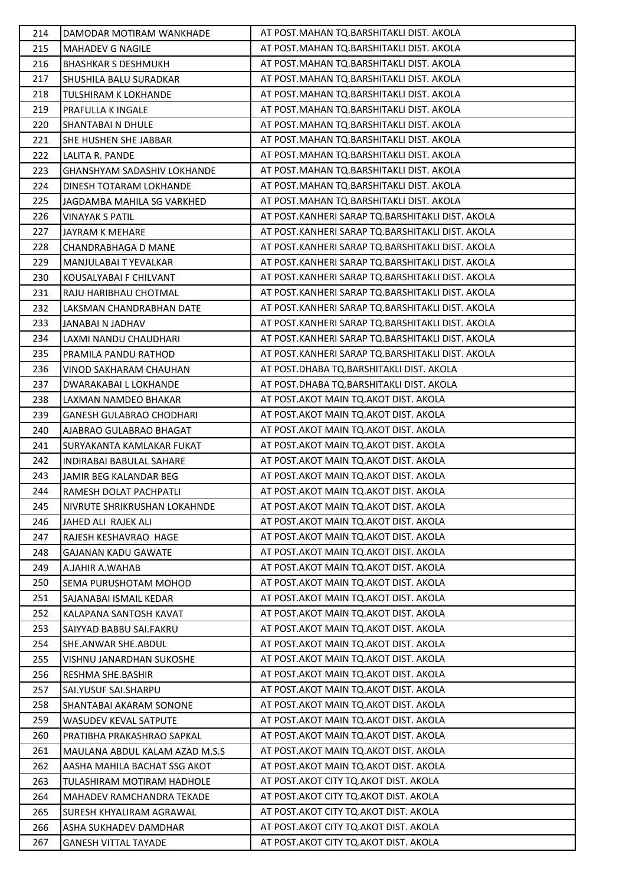| | | |
|---|---|---|
| 214 | DAMODAR MOTIRAM WANKHADE | AT POST.MAHAN TQ.BARSHITAKLI DIST. AKOLA |
| 215 | MAHADEV G NAGILE | AT POST.MAHAN TQ.BARSHITAKLI DIST. AKOLA |
| 216 | BHASHKAR S DESHMUKH | AT POST.MAHAN TQ.BARSHITAKLI DIST. AKOLA |
| 217 | SHUSHILA BALU SURADKAR | AT POST.MAHAN TQ.BARSHITAKLI DIST. AKOLA |
| 218 | TULSHIRAM K LOKHANDE | AT POST.MAHAN TQ.BARSHITAKLI DIST. AKOLA |
| 219 | PRAFULLA K INGALE | AT POST.MAHAN TQ.BARSHITAKLI DIST. AKOLA |
| 220 | SHANTABAI N DHULE | AT POST.MAHAN TQ.BARSHITAKLI DIST. AKOLA |
| 221 | SHE HUSHEN SHE JABBAR | AT POST.MAHAN TQ.BARSHITAKLI DIST. AKOLA |
| 222 | LALITA R. PANDE | AT POST.MAHAN TQ.BARSHITAKLI DIST. AKOLA |
| 223 | GHANSHYAM SADASHIV LOKHANDE | AT POST.MAHAN TQ.BARSHITAKLI DIST. AKOLA |
| 224 | DINESH TOTARAM LOKHANDE | AT POST.MAHAN TQ.BARSHITAKLI DIST. AKOLA |
| 225 | JAGDAMBA MAHILA SG VARKHED | AT POST.MAHAN TQ.BARSHITAKLI DIST. AKOLA |
| 226 | VINAYAK S PATIL | AT POST.KANHERI SARAP TQ.BARSHITAKLI DIST. AKOLA |
| 227 | JAYRAM K MEHARE | AT POST.KANHERI SARAP TQ.BARSHITAKLI DIST. AKOLA |
| 228 | CHANDRABHAGA D MANE | AT POST.KANHERI SARAP TQ.BARSHITAKLI DIST. AKOLA |
| 229 | MANJULABAI T YEVALKAR | AT POST.KANHERI SARAP TQ.BARSHITAKLI DIST. AKOLA |
| 230 | KOUSALYABAI F CHILVANT | AT POST.KANHERI SARAP TQ.BARSHITAKLI DIST. AKOLA |
| 231 | RAJU HARIBHAU CHOTMAL | AT POST.KANHERI SARAP TQ.BARSHITAKLI DIST. AKOLA |
| 232 | LAKSMAN CHANDRABHAN DATE | AT POST.KANHERI SARAP TQ.BARSHITAKLI DIST. AKOLA |
| 233 | JANABAI N JADHAV | AT POST.KANHERI SARAP TQ.BARSHITAKLI DIST. AKOLA |
| 234 | LAXMI NANDU CHAUDHARI | AT POST.KANHERI SARAP TQ.BARSHITAKLI DIST. AKOLA |
| 235 | PRAMILA PANDU RATHOD | AT POST.KANHERI SARAP TQ.BARSHITAKLI DIST. AKOLA |
| 236 | VINOD SAKHARAM CHAUHAN | AT POST.DHABA TQ.BARSHITAKLI DIST. AKOLA |
| 237 | DWARAKABAI L LOKHANDE | AT POST.DHABA TQ.BARSHITAKLI DIST. AKOLA |
| 238 | LAXMAN NAMDEO BHAKAR | AT POST.AKOT MAIN TQ.AKOT DIST. AKOLA |
| 239 | GANESH GULABRAO CHODHARI | AT POST.AKOT MAIN TQ.AKOT DIST. AKOLA |
| 240 | AJABRAO GULABRAO BHAGAT | AT POST.AKOT MAIN TQ.AKOT DIST. AKOLA |
| 241 | SURYAKANTA KAMLAKAR FUKAT | AT POST.AKOT MAIN TQ.AKOT DIST. AKOLA |
| 242 | INDIRABAI BABULAL SAHARE | AT POST.AKOT MAIN TQ.AKOT DIST. AKOLA |
| 243 | JAMIR BEG KALANDAR BEG | AT POST.AKOT MAIN TQ.AKOT DIST. AKOLA |
| 244 | RAMESH DOLAT PACHPATLI | AT POST.AKOT MAIN TQ.AKOT DIST. AKOLA |
| 245 | NIVRUTE SHRIKRUSHAN LOKAHNDE | AT POST.AKOT MAIN TQ.AKOT DIST. AKOLA |
| 246 | JAHED ALI RAJEK ALI | AT POST.AKOT MAIN TQ.AKOT DIST. AKOLA |
| 247 | RAJESH KESHAVRAO HAGE | AT POST.AKOT MAIN TQ.AKOT DIST. AKOLA |
| 248 | GAJANAN KADU GAWATE | AT POST.AKOT MAIN TQ.AKOT DIST. AKOLA |
| 249 | A.JAHIR A.WAHAB | AT POST.AKOT MAIN TQ.AKOT DIST. AKOLA |
| 250 | SEMA PURUSHOTAM MOHOD | AT POST.AKOT MAIN TQ.AKOT DIST. AKOLA |
| 251 | SAJANABAI ISMAIL KEDAR | AT POST.AKOT MAIN TQ.AKOT DIST. AKOLA |
| 252 | KALAPANA SANTOSH KAVAT | AT POST.AKOT MAIN TQ.AKOT DIST. AKOLA |
| 253 | SAIYYAD BABBU SAI.FAKRU | AT POST.AKOT MAIN TQ.AKOT DIST. AKOLA |
| 254 | SHE.ANWAR SHE.ABDUL | AT POST.AKOT MAIN TQ.AKOT DIST. AKOLA |
| 255 | VISHNU JANARDHAN SUKOSHE | AT POST.AKOT MAIN TQ.AKOT DIST. AKOLA |
| 256 | RESHMA SHE.BASHIR | AT POST.AKOT MAIN TQ.AKOT DIST. AKOLA |
| 257 | SAI.YUSUF SAI.SHARPU | AT POST.AKOT MAIN TQ.AKOT DIST. AKOLA |
| 258 | SHANTABAI AKARAM SONONE | AT POST.AKOT MAIN TQ.AKOT DIST. AKOLA |
| 259 | WASUDEV KEVAL SATPUTE | AT POST.AKOT MAIN TQ.AKOT DIST. AKOLA |
| 260 | PRATIBHA PRAKASHRAO SAPKAL | AT POST.AKOT MAIN TQ.AKOT DIST. AKOLA |
| 261 | MAULANA ABDUL KALAM AZAD M.S.S | AT POST.AKOT MAIN TQ.AKOT DIST. AKOLA |
| 262 | AASHA MAHILA BACHAT SSG AKOT | AT POST.AKOT MAIN TQ.AKOT DIST. AKOLA |
| 263 | TULASHIRAM MOTIRAM HADHOLE | AT POST.AKOT CITY TQ.AKOT DIST. AKOLA |
| 264 | MAHADEV RAMCHANDRA TEKADE | AT POST.AKOT CITY TQ.AKOT DIST. AKOLA |
| 265 | SURESH KHYALIRAM AGRAWAL | AT POST.AKOT CITY TQ.AKOT DIST. AKOLA |
| 266 | ASHA SUKHADEV DAMDHAR | AT POST.AKOT CITY TQ.AKOT DIST. AKOLA |
| 267 | GANESH VITTAL TAYADE | AT POST.AKOT CITY TQ.AKOT DIST. AKOLA |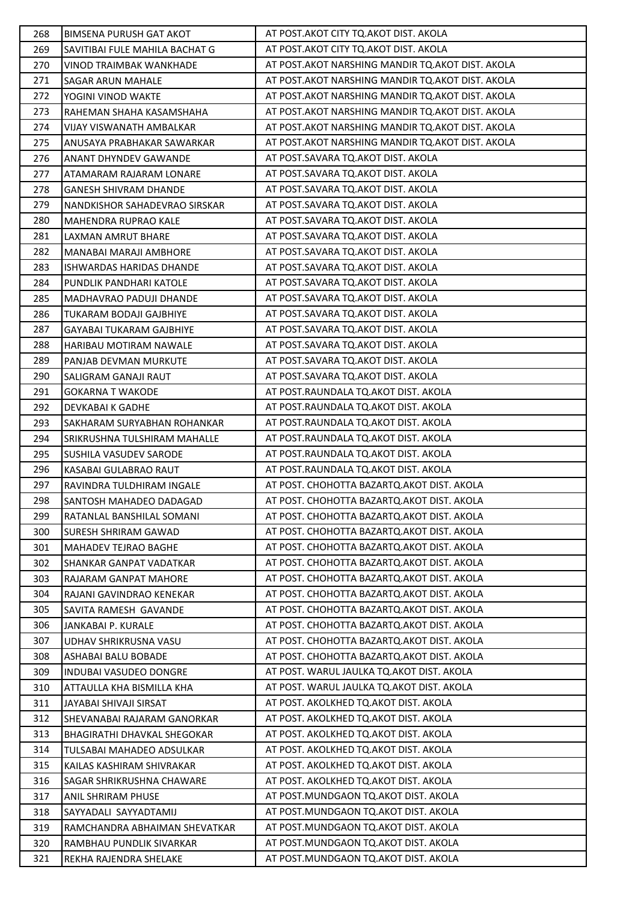| | | |
|---|---|---|
| 268 | BIMSENA PURUSH GAT AKOT | AT POST.AKOT CITY TQ.AKOT DIST. AKOLA |
| 269 | SAVITIBAI FULE MAHILA BACHAT G | AT POST.AKOT CITY TQ.AKOT DIST. AKOLA |
| 270 | VINOD TRAIMBAK WANKHADE | AT POST.AKOT NARSHING MANDIR TQ.AKOT DIST. AKOLA |
| 271 | SAGAR ARUN MAHALE | AT POST.AKOT NARSHING MANDIR TQ.AKOT DIST. AKOLA |
| 272 | YOGINI VINOD WAKTE | AT POST.AKOT NARSHING MANDIR TQ.AKOT DIST. AKOLA |
| 273 | RAHEMAN SHAHA KASAMSHAHA | AT POST.AKOT NARSHING MANDIR TQ.AKOT DIST. AKOLA |
| 274 | VIJAY VISWANATH AMBALKAR | AT POST.AKOT NARSHING MANDIR TQ.AKOT DIST. AKOLA |
| 275 | ANUSAYA PRABHAKAR SAWARKAR | AT POST.AKOT NARSHING MANDIR TQ.AKOT DIST. AKOLA |
| 276 | ANANT DHYNDEV GAWANDE | AT POST.SAVARA TQ.AKOT DIST. AKOLA |
| 277 | ATAMARAM RAJARAM LONARE | AT POST.SAVARA TQ.AKOT DIST. AKOLA |
| 278 | GANESH SHIVRAM DHANDE | AT POST.SAVARA TQ.AKOT DIST. AKOLA |
| 279 | NANDKISHOR SAHADEVRAO SIRSKAR | AT POST.SAVARA TQ.AKOT DIST. AKOLA |
| 280 | MAHENDRA RUPRAO KALE | AT POST.SAVARA TQ.AKOT DIST. AKOLA |
| 281 | LAXMAN AMRUT BHARE | AT POST.SAVARA TQ.AKOT DIST. AKOLA |
| 282 | MANABAI MARAJI AMBHORE | AT POST.SAVARA TQ.AKOT DIST. AKOLA |
| 283 | ISHWARDAS HARIDAS DHANDE | AT POST.SAVARA TQ.AKOT DIST. AKOLA |
| 284 | PUNDLIK PANDHARI KATOLE | AT POST.SAVARA TQ.AKOT DIST. AKOLA |
| 285 | MADHAVRAO PADUJI DHANDE | AT POST.SAVARA TQ.AKOT DIST. AKOLA |
| 286 | TUKARAM BODAJI GAJBHIYE | AT POST.SAVARA TQ.AKOT DIST. AKOLA |
| 287 | GAYABAI TUKARAM GAJBHIYE | AT POST.SAVARA TQ.AKOT DIST. AKOLA |
| 288 | HARIBAU MOTIRAM NAWALE | AT POST.SAVARA TQ.AKOT DIST. AKOLA |
| 289 | PANJAB DEVMAN MURKUTE | AT POST.SAVARA TQ.AKOT DIST. AKOLA |
| 290 | SALIGRAM GANAJI RAUT | AT POST.SAVARA TQ.AKOT DIST. AKOLA |
| 291 | GOKARNA T WAKODE | AT POST.RAUNDALA TQ.AKOT DIST. AKOLA |
| 292 | DEVKABAI K GADHE | AT POST.RAUNDALA TQ.AKOT DIST. AKOLA |
| 293 | SAKHARAM SURYABHAN ROHANKAR | AT POST.RAUNDALA TQ.AKOT DIST. AKOLA |
| 294 | SRIKRUSHNA TULSHIRAM MAHALLE | AT POST.RAUNDALA TQ.AKOT DIST. AKOLA |
| 295 | SUSHILA VASUDEV SARODE | AT POST.RAUNDALA TQ.AKOT DIST. AKOLA |
| 296 | KASABAI GULABRAO RAUT | AT POST.RAUNDALA TQ.AKOT DIST. AKOLA |
| 297 | RAVINDRA TULDHIRAM INGALE | AT POST. CHOHOTTA BAZARTQ.AKOT DIST. AKOLA |
| 298 | SANTOSH MAHADEO DADAGAD | AT POST. CHOHOTTA BAZARTQ.AKOT DIST. AKOLA |
| 299 | RATANLAL BANSHILAL SOMANI | AT POST. CHOHOTTA BAZARTQ.AKOT DIST. AKOLA |
| 300 | SURESH SHRIRAM GAWAD | AT POST. CHOHOTTA BAZARTQ.AKOT DIST. AKOLA |
| 301 | MAHADEV TEJRAO BAGHE | AT POST. CHOHOTTA BAZARTQ.AKOT DIST. AKOLA |
| 302 | SHANKAR GANPAT VADATKAR | AT POST. CHOHOTTA BAZARTQ.AKOT DIST. AKOLA |
| 303 | RAJARAM GANPAT MAHORE | AT POST. CHOHOTTA BAZARTQ.AKOT DIST. AKOLA |
| 304 | RAJANI GAVINDRAO KENEKAR | AT POST. CHOHOTTA BAZARTQ.AKOT DIST. AKOLA |
| 305 | SAVITA RAMESH GAVANDE | AT POST. CHOHOTTA BAZARTQ.AKOT DIST. AKOLA |
| 306 | JANKABAI P. KURALE | AT POST. CHOHOTTA BAZARTQ.AKOT DIST. AKOLA |
| 307 | UDHAV SHRIKRUSNA VASU | AT POST. CHOHOTTA BAZARTQ.AKOT DIST. AKOLA |
| 308 | ASHABAI BALU BOBADE | AT POST. CHOHOTTA BAZARTQ.AKOT DIST. AKOLA |
| 309 | INDUBAI VASUDEO DONGRE | AT POST. WARUL JAULKA TQ.AKOT DIST. AKOLA |
| 310 | ATTAULLA KHA BISMILLA KHA | AT POST. WARUL JAULKA TQ.AKOT DIST. AKOLA |
| 311 | JAYABAI SHIVAJI SIRSAT | AT POST. AKOLKHED TQ.AKOT DIST. AKOLA |
| 312 | SHEVANABAI RAJARAM GANORKAR | AT POST. AKOLKHED TQ.AKOT DIST. AKOLA |
| 313 | BHAGIRATHI DHAVKAL SHEGOKAR | AT POST. AKOLKHED TQ.AKOT DIST. AKOLA |
| 314 | TULSABAI MAHADEO ADSULKAR | AT POST. AKOLKHED TQ.AKOT DIST. AKOLA |
| 315 | KAILAS KASHIRAM SHIVRAKAR | AT POST. AKOLKHED TQ.AKOT DIST. AKOLA |
| 316 | SAGAR SHRIKRUSHNA CHAWARE | AT POST. AKOLKHED TQ.AKOT DIST. AKOLA |
| 317 | ANIL SHRIRAM PHUSE | AT POST.MUNDGAON TQ.AKOT DIST. AKOLA |
| 318 | SAYYADALI SAYYADTAMIJ | AT POST.MUNDGAON TQ.AKOT DIST. AKOLA |
| 319 | RAMCHANDRA ABHAIMAN SHEVATKAR | AT POST.MUNDGAON TQ.AKOT DIST. AKOLA |
| 320 | RAMBHAU PUNDLIK SIVARKAR | AT POST.MUNDGAON TQ.AKOT DIST. AKOLA |
| 321 | REKHA RAJENDRA SHELAKE | AT POST.MUNDGAON TQ.AKOT DIST. AKOLA |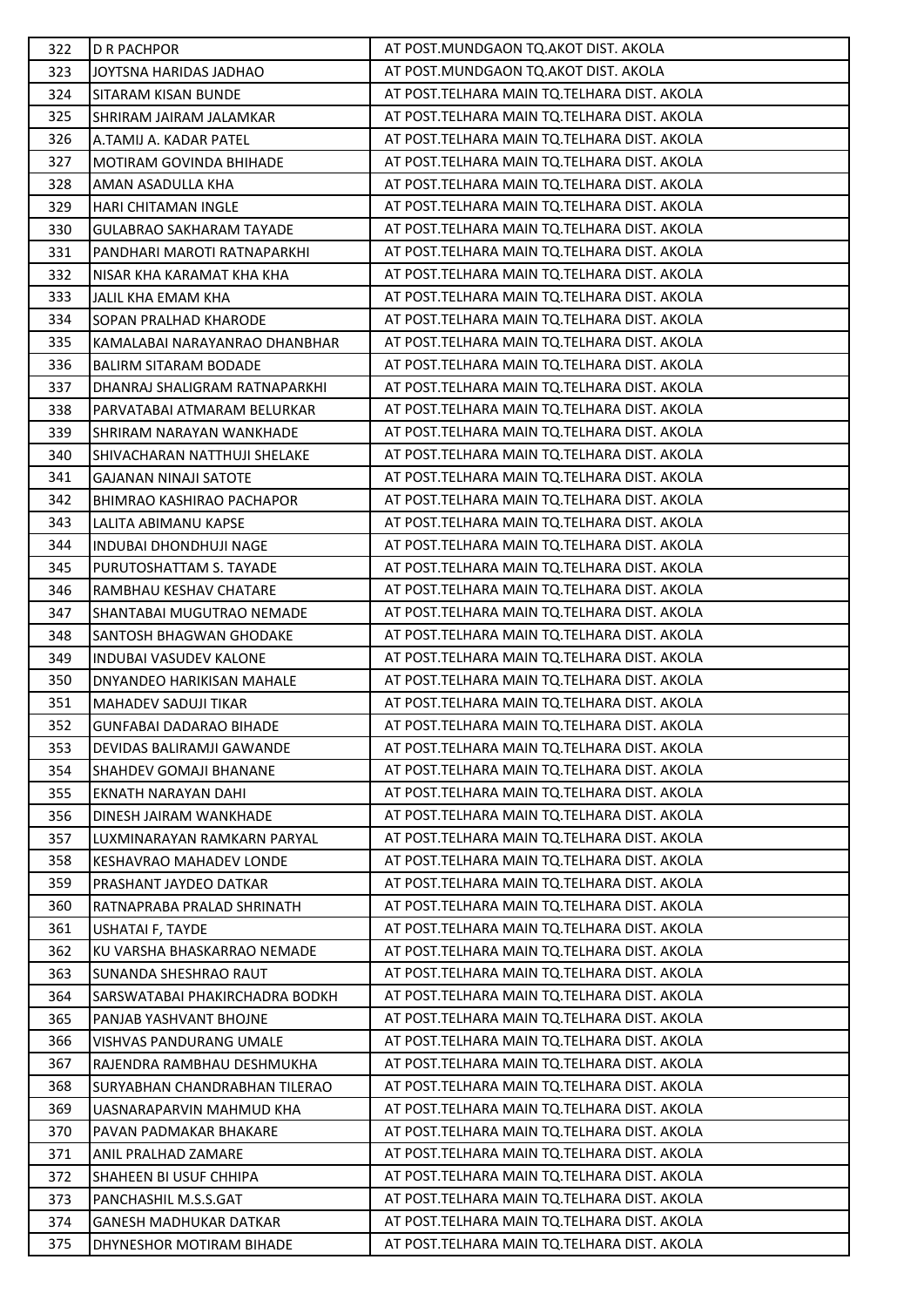| 322 | D R PACHPOR | AT POST.MUNDGAON TQ.AKOT DIST. AKOLA |
|---|---|---|
| 323 | JOYTSNA HARIDAS JADHAO | AT POST.MUNDGAON TQ.AKOT DIST. AKOLA |
| 324 | SITARAM KISAN BUNDE | AT POST.TELHARA MAIN TQ.TELHARA DIST. AKOLA |
| 325 | SHRIRAM JAIRAM JALAMKAR | AT POST.TELHARA MAIN TQ.TELHARA DIST. AKOLA |
| 326 | A.TAMIJ A. KADAR PATEL | AT POST.TELHARA MAIN TQ.TELHARA DIST. AKOLA |
| 327 | MOTIRAM GOVINDA BHIHADE | AT POST.TELHARA MAIN TQ.TELHARA DIST. AKOLA |
| 328 | AMAN ASADULLA KHA | AT POST.TELHARA MAIN TQ.TELHARA DIST. AKOLA |
| 329 | HARI CHITAMAN INGLE | AT POST.TELHARA MAIN TQ.TELHARA DIST. AKOLA |
| 330 | GULABRAO SAKHARAM TAYADE | AT POST.TELHARA MAIN TQ.TELHARA DIST. AKOLA |
| 331 | PANDHARI MAROTI RATNAPARKHI | AT POST.TELHARA MAIN TQ.TELHARA DIST. AKOLA |
| 332 | NISAR KHA KARAMAT KHA KHA | AT POST.TELHARA MAIN TQ.TELHARA DIST. AKOLA |
| 333 | JALIL KHA EMAM KHA | AT POST.TELHARA MAIN TQ.TELHARA DIST. AKOLA |
| 334 | SOPAN PRALHAD KHARODE | AT POST.TELHARA MAIN TQ.TELHARA DIST. AKOLA |
| 335 | KAMALABAI NARAYANRAO DHANBHAR | AT POST.TELHARA MAIN TQ.TELHARA DIST. AKOLA |
| 336 | BALIRM SITARAM BODADE | AT POST.TELHARA MAIN TQ.TELHARA DIST. AKOLA |
| 337 | DHANRAJ SHALIGRAM RATNAPARKHI | AT POST.TELHARA MAIN TQ.TELHARA DIST. AKOLA |
| 338 | PARVATABAI ATMARAM BELURKAR | AT POST.TELHARA MAIN TQ.TELHARA DIST. AKOLA |
| 339 | SHRIRAM NARAYAN WANKHADE | AT POST.TELHARA MAIN TQ.TELHARA DIST. AKOLA |
| 340 | SHIVACHARAN NATTHUJI SHELAKE | AT POST.TELHARA MAIN TQ.TELHARA DIST. AKOLA |
| 341 | GAJANAN NINAJI SATOTE | AT POST.TELHARA MAIN TQ.TELHARA DIST. AKOLA |
| 342 | BHIMRAO KASHIRAO PACHAPOR | AT POST.TELHARA MAIN TQ.TELHARA DIST. AKOLA |
| 343 | LALITA ABIMANU KAPSE | AT POST.TELHARA MAIN TQ.TELHARA DIST. AKOLA |
| 344 | INDUBAI DHONDHUJI NAGE | AT POST.TELHARA MAIN TQ.TELHARA DIST. AKOLA |
| 345 | PURUTOSHATTAM S. TAYADE | AT POST.TELHARA MAIN TQ.TELHARA DIST. AKOLA |
| 346 | RAMBHAU KESHAV CHATARE | AT POST.TELHARA MAIN TQ.TELHARA DIST. AKOLA |
| 347 | SHANTABAI MUGUTRAO NEMADE | AT POST.TELHARA MAIN TQ.TELHARA DIST. AKOLA |
| 348 | SANTOSH BHAGWAN GHODAKE | AT POST.TELHARA MAIN TQ.TELHARA DIST. AKOLA |
| 349 | INDUBAI VASUDEV KALONE | AT POST.TELHARA MAIN TQ.TELHARA DIST. AKOLA |
| 350 | DNYANDEO HARIKISAN MAHALE | AT POST.TELHARA MAIN TQ.TELHARA DIST. AKOLA |
| 351 | MAHADEV SADUJI TIKAR | AT POST.TELHARA MAIN TQ.TELHARA DIST. AKOLA |
| 352 | GUNFABAI DADARAO BIHADE | AT POST.TELHARA MAIN TQ.TELHARA DIST. AKOLA |
| 353 | DEVIDAS BALIRAMJI GAWANDE | AT POST.TELHARA MAIN TQ.TELHARA DIST. AKOLA |
| 354 | SHAHDEV GOMAJI BHANANE | AT POST.TELHARA MAIN TQ.TELHARA DIST. AKOLA |
| 355 | EKNATH NARAYAN DAHI | AT POST.TELHARA MAIN TQ.TELHARA DIST. AKOLA |
| 356 | DINESH JAIRAM WANKHADE | AT POST.TELHARA MAIN TQ.TELHARA DIST. AKOLA |
| 357 | LUXMINARAYAN RAMKARN PARYAL | AT POST.TELHARA MAIN TQ.TELHARA DIST. AKOLA |
| 358 | KESHAVRAO MAHADEV LONDE | AT POST.TELHARA MAIN TQ.TELHARA DIST. AKOLA |
| 359 | PRASHANT JAYDEO DATKAR | AT POST.TELHARA MAIN TQ.TELHARA DIST. AKOLA |
| 360 | RATNAPRABA PRALAD SHRINATH | AT POST.TELHARA MAIN TQ.TELHARA DIST. AKOLA |
| 361 | USHATAI F, TAYDE | AT POST.TELHARA MAIN TQ.TELHARA DIST. AKOLA |
| 362 | KU VARSHA BHASKARRAO NEMADE | AT POST.TELHARA MAIN TQ.TELHARA DIST. AKOLA |
| 363 | SUNANDA SHESHRAO RAUT | AT POST.TELHARA MAIN TQ.TELHARA DIST. AKOLA |
| 364 | SARSWATABAI PHAKIRCHADRA BODKH | AT POST.TELHARA MAIN TQ.TELHARA DIST. AKOLA |
| 365 | PANJAB YASHVANT BHOJNE | AT POST.TELHARA MAIN TQ.TELHARA DIST. AKOLA |
| 366 | VISHVAS PANDURANG UMALE | AT POST.TELHARA MAIN TQ.TELHARA DIST. AKOLA |
| 367 | RAJENDRA RAMBHAU DESHMUKHA | AT POST.TELHARA MAIN TQ.TELHARA DIST. AKOLA |
| 368 | SURYABHAN CHANDRABHAN TILERAO | AT POST.TELHARA MAIN TQ.TELHARA DIST. AKOLA |
| 369 | UASNARAPARVIN MAHMUD KHA | AT POST.TELHARA MAIN TQ.TELHARA DIST. AKOLA |
| 370 | PAVAN PADMAKAR BHAKARE | AT POST.TELHARA MAIN TQ.TELHARA DIST. AKOLA |
| 371 | ANIL PRALHAD ZAMARE | AT POST.TELHARA MAIN TQ.TELHARA DIST. AKOLA |
| 372 | SHAHEEN BI USUF CHHIPA | AT POST.TELHARA MAIN TQ.TELHARA DIST. AKOLA |
| 373 | PANCHASHIL M.S.S.GAT | AT POST.TELHARA MAIN TQ.TELHARA DIST. AKOLA |
| 374 | GANESH MADHUKAR DATKAR | AT POST.TELHARA MAIN TQ.TELHARA DIST. AKOLA |
| 375 | DHYNESHOR MOTIRAM BIHADE | AT POST.TELHARA MAIN TQ.TELHARA DIST. AKOLA |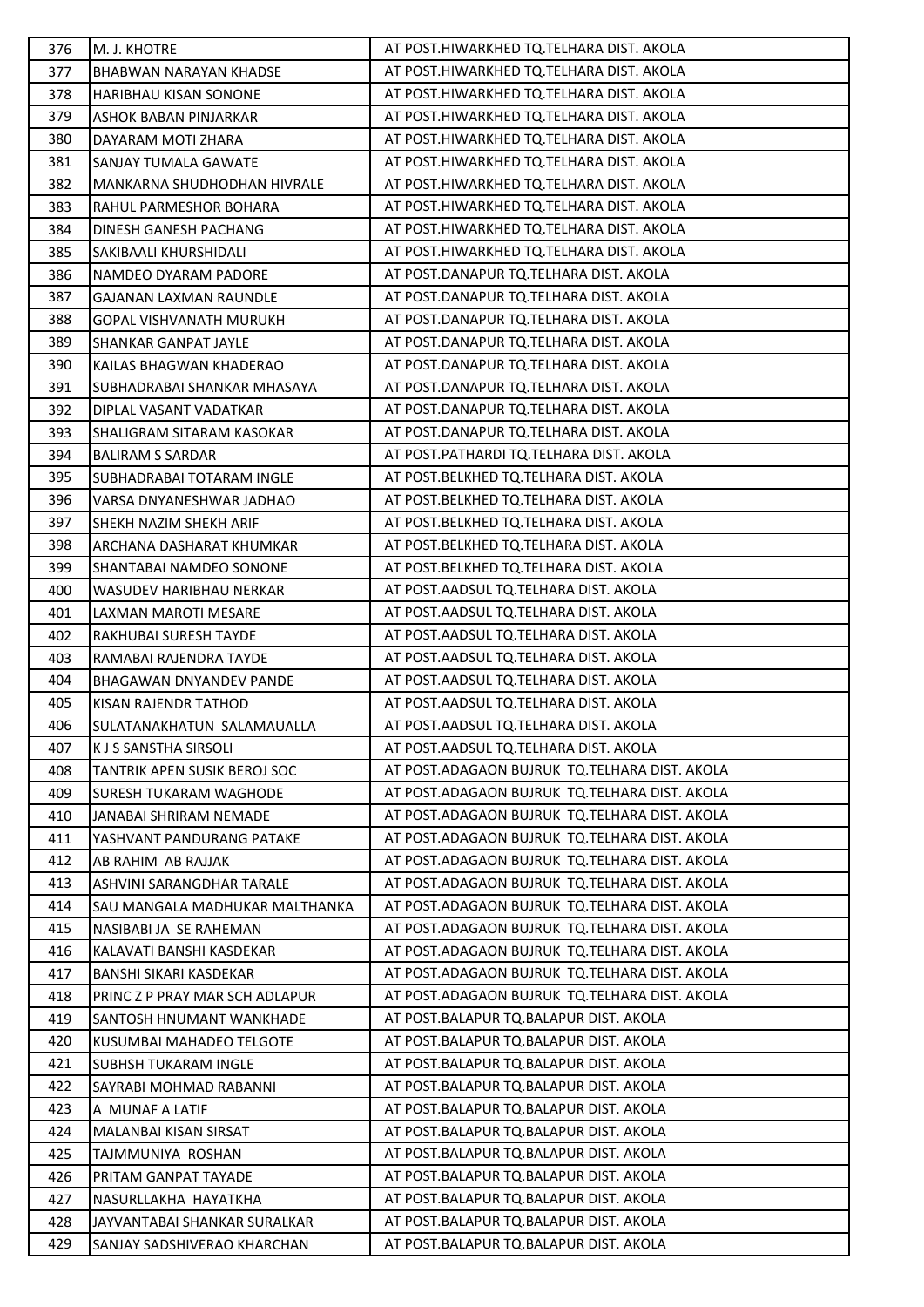| 376 | M. J. KHOTRE | AT POST.HIWARKHED TQ.TELHARA DIST. AKOLA |
|---|---|---|
| 377 | BHABWAN NARAYAN KHADSE | AT POST.HIWARKHED TQ.TELHARA DIST. AKOLA |
| 378 | HARIBHAU KISAN SONONE | AT POST.HIWARKHED TQ.TELHARA DIST. AKOLA |
| 379 | ASHOK BABAN PINJARKAR | AT POST.HIWARKHED TQ.TELHARA DIST. AKOLA |
| 380 | DAYARAM MOTI ZHARA | AT POST.HIWARKHED TQ.TELHARA DIST. AKOLA |
| 381 | SANJAY TUMALA GAWATE | AT POST.HIWARKHED TQ.TELHARA DIST. AKOLA |
| 382 | MANKARNA SHUDHODHAN HIVRALE | AT POST.HIWARKHED TQ.TELHARA DIST. AKOLA |
| 383 | RAHUL PARMESHOR BOHARA | AT POST.HIWARKHED TQ.TELHARA DIST. AKOLA |
| 384 | DINESH GANESH PACHANG | AT POST.HIWARKHED TQ.TELHARA DIST. AKOLA |
| 385 | SAKIBAALI KHURSHIDALI | AT POST.HIWARKHED TQ.TELHARA DIST. AKOLA |
| 386 | NAMDEO DYARAM PADORE | AT POST.DANAPUR TQ.TELHARA DIST. AKOLA |
| 387 | GAJANAN LAXMAN RAUNDLE | AT POST.DANAPUR TQ.TELHARA DIST. AKOLA |
| 388 | GOPAL VISHVANATH MURUKH | AT POST.DANAPUR TQ.TELHARA DIST. AKOLA |
| 389 | SHANKAR GANPAT JAYLE | AT POST.DANAPUR TQ.TELHARA DIST. AKOLA |
| 390 | KAILAS BHAGWAN KHADERAO | AT POST.DANAPUR TQ.TELHARA DIST. AKOLA |
| 391 | SUBHADRABAI SHANKAR MHASAYA | AT POST.DANAPUR TQ.TELHARA DIST. AKOLA |
| 392 | DIPLAL VASANT VADATKAR | AT POST.DANAPUR TQ.TELHARA DIST. AKOLA |
| 393 | SHALIGRAM SITARAM KASOKAR | AT POST.DANAPUR TQ.TELHARA DIST. AKOLA |
| 394 | BALIRAM S SARDAR | AT POST.PATHARDI TQ.TELHARA DIST. AKOLA |
| 395 | SUBHADRABAI TOTARAM INGLE | AT POST.BELKHED TQ.TELHARA DIST. AKOLA |
| 396 | VARSA DNYANESHWAR JADHAO | AT POST.BELKHED TQ.TELHARA DIST. AKOLA |
| 397 | SHEKH NAZIM SHEKH ARIF | AT POST.BELKHED TQ.TELHARA DIST. AKOLA |
| 398 | ARCHANA DASHARAT KHUMKAR | AT POST.BELKHED TQ.TELHARA DIST. AKOLA |
| 399 | SHANTABAI NAMDEO SONONE | AT POST.BELKHED TQ.TELHARA DIST. AKOLA |
| 400 | WASUDEV HARIBHAU NERKAR | AT POST.AADSUL TQ.TELHARA DIST. AKOLA |
| 401 | LAXMAN MAROTI MESARE | AT POST.AADSUL TQ.TELHARA DIST. AKOLA |
| 402 | RAKHUBAI SURESH TAYDE | AT POST.AADSUL TQ.TELHARA DIST. AKOLA |
| 403 | RAMABAI RAJENDRA TAYDE | AT POST.AADSUL TQ.TELHARA DIST. AKOLA |
| 404 | BHAGAWAN DNYANDEV PANDE | AT POST.AADSUL TQ.TELHARA DIST. AKOLA |
| 405 | KISAN RAJENDR TATHOD | AT POST.AADSUL TQ.TELHARA DIST. AKOLA |
| 406 | SULATANAKHATUN SALAMAUALLA | AT POST.AADSUL TQ.TELHARA DIST. AKOLA |
| 407 | K J S SANSTHA SIRSOLI | AT POST.AADSUL TQ.TELHARA DIST. AKOLA |
| 408 | TANTRIK APEN SUSIK BEROJ SOC | AT POST.ADAGAON BUJRUK TQ.TELHARA DIST. AKOLA |
| 409 | SURESH TUKARAM WAGHODE | AT POST.ADAGAON BUJRUK TQ.TELHARA DIST. AKOLA |
| 410 | JANABAI SHRIRAM NEMADE | AT POST.ADAGAON BUJRUK TQ.TELHARA DIST. AKOLA |
| 411 | YASHVANT PANDURANG PATAKE | AT POST.ADAGAON BUJRUK TQ.TELHARA DIST. AKOLA |
| 412 | AB RAHIM AB RAJJAK | AT POST.ADAGAON BUJRUK TQ.TELHARA DIST. AKOLA |
| 413 | ASHVINI SARANGDHAR TARALE | AT POST.ADAGAON BUJRUK TQ.TELHARA DIST. AKOLA |
| 414 | SAU MANGALA MADHUKAR MALTHANKA | AT POST.ADAGAON BUJRUK TQ.TELHARA DIST. AKOLA |
| 415 | NASIBABI JA SE RAHEMAN | AT POST.ADAGAON BUJRUK TQ.TELHARA DIST. AKOLA |
| 416 | KALAVATI BANSHI KASDEKAR | AT POST.ADAGAON BUJRUK TQ.TELHARA DIST. AKOLA |
| 417 | BANSHI SIKARI KASDEKAR | AT POST.ADAGAON BUJRUK TQ.TELHARA DIST. AKOLA |
| 418 | PRINC Z P PRAY MAR SCH ADLAPUR | AT POST.ADAGAON BUJRUK TQ.TELHARA DIST. AKOLA |
| 419 | SANTOSH HNUMANT WANKHADE | AT POST.BALAPUR TQ.BALAPUR DIST. AKOLA |
| 420 | KUSUMBAI MAHADEO TELGOTE | AT POST.BALAPUR TQ.BALAPUR DIST. AKOLA |
| 421 | SUBHSH TUKARAM INGLE | AT POST.BALAPUR TQ.BALAPUR DIST. AKOLA |
| 422 | SAYRABI MOHMAD RABANNI | AT POST.BALAPUR TQ.BALAPUR DIST. AKOLA |
| 423 | A MUNAF A LATIF | AT POST.BALAPUR TQ.BALAPUR DIST. AKOLA |
| 424 | MALANBAI KISAN SIRSAT | AT POST.BALAPUR TQ.BALAPUR DIST. AKOLA |
| 425 | TAJMMUNIYA ROSHAN | AT POST.BALAPUR TQ.BALAPUR DIST. AKOLA |
| 426 | PRITAM GANPAT TAYADE | AT POST.BALAPUR TQ.BALAPUR DIST. AKOLA |
| 427 | NASURLLAKHA HAYATKHA | AT POST.BALAPUR TQ.BALAPUR DIST. AKOLA |
| 428 | JAYVANTABAI SHANKAR SURALKAR | AT POST.BALAPUR TQ.BALAPUR DIST. AKOLA |
| 429 | SANJAY SADSHIVERAO KHARCHAN | AT POST.BALAPUR TQ.BALAPUR DIST. AKOLA |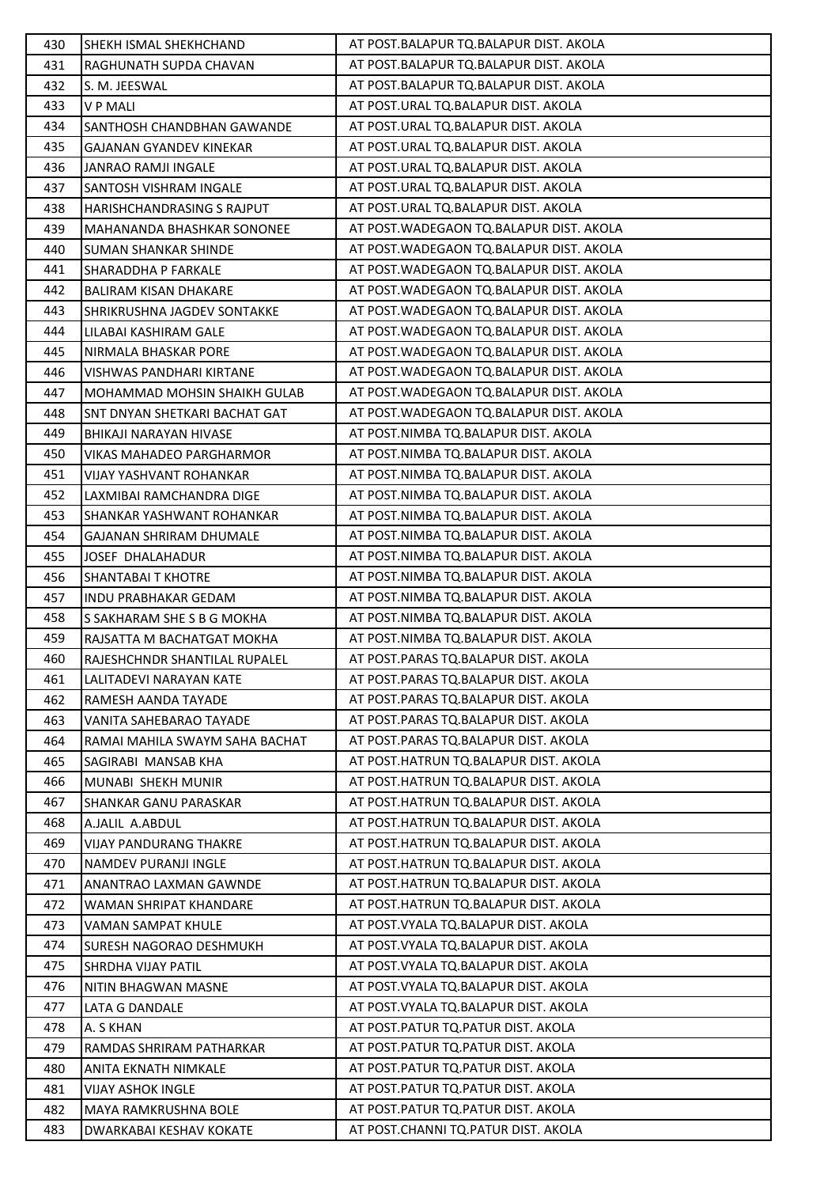| 430 | SHEKH ISMAL SHEKHCHAND | AT POST.BALAPUR TQ.BALAPUR DIST. AKOLA |
|---|---|---|
| 431 | RAGHUNATH SUPDA CHAVAN | AT POST.BALAPUR TQ.BALAPUR DIST. AKOLA |
| 432 | S. M. JEESWAL | AT POST.BALAPUR TQ.BALAPUR DIST. AKOLA |
| 433 | V P MALI | AT POST.URAL TQ.BALAPUR DIST. AKOLA |
| 434 | SANTHOSH CHANDBHAN GAWANDE | AT POST.URAL TQ.BALAPUR DIST. AKOLA |
| 435 | GAJANAN GYANDEV KINEKAR | AT POST.URAL TQ.BALAPUR DIST. AKOLA |
| 436 | JANRAO RAMJI INGALE | AT POST.URAL TQ.BALAPUR DIST. AKOLA |
| 437 | SANTOSH VISHRAM INGALE | AT POST.URAL TQ.BALAPUR DIST. AKOLA |
| 438 | HARISHCHANDRASING S RAJPUT | AT POST.URAL TQ.BALAPUR DIST. AKOLA |
| 439 | MAHANANDA BHASHKAR SONONEE | AT POST.WADEGAON TQ.BALAPUR DIST. AKOLA |
| 440 | SUMAN SHANKAR SHINDE | AT POST.WADEGAON TQ.BALAPUR DIST. AKOLA |
| 441 | SHARADDHA P FARKALE | AT POST.WADEGAON TQ.BALAPUR DIST. AKOLA |
| 442 | BALIRAM KISAN DHAKARE | AT POST.WADEGAON TQ.BALAPUR DIST. AKOLA |
| 443 | SHRIKRUSHNA JAGDEV SONTAKKE | AT POST.WADEGAON TQ.BALAPUR DIST. AKOLA |
| 444 | LILABAI KASHIRAM GALE | AT POST.WADEGAON TQ.BALAPUR DIST. AKOLA |
| 445 | NIRMALA BHASKAR PORE | AT POST.WADEGAON TQ.BALAPUR DIST. AKOLA |
| 446 | VISHWAS PANDHARI KIRTANE | AT POST.WADEGAON TQ.BALAPUR DIST. AKOLA |
| 447 | MOHAMMAD MOHSIN SHAIKH GULAB | AT POST.WADEGAON TQ.BALAPUR DIST. AKOLA |
| 448 | SNT DNYAN SHETKARI BACHAT GAT | AT POST.WADEGAON TQ.BALAPUR DIST. AKOLA |
| 449 | BHIKAJI NARAYAN HIVASE | AT POST.NIMBA TQ.BALAPUR DIST. AKOLA |
| 450 | VIKAS MAHADEO PARGHARMOR | AT POST.NIMBA TQ.BALAPUR DIST. AKOLA |
| 451 | VIJAY YASHVANT ROHANKAR | AT POST.NIMBA TQ.BALAPUR DIST. AKOLA |
| 452 | LAXMIBAI RAMCHANDRA DIGE | AT POST.NIMBA TQ.BALAPUR DIST. AKOLA |
| 453 | SHANKAR YASHWANT ROHANKAR | AT POST.NIMBA TQ.BALAPUR DIST. AKOLA |
| 454 | GAJANAN SHRIRAM DHUMALE | AT POST.NIMBA TQ.BALAPUR DIST. AKOLA |
| 455 | JOSEF DHALAHADUR | AT POST.NIMBA TQ.BALAPUR DIST. AKOLA |
| 456 | SHANTABAI T KHOTRE | AT POST.NIMBA TQ.BALAPUR DIST. AKOLA |
| 457 | INDU PRABHAKAR GEDAM | AT POST.NIMBA TQ.BALAPUR DIST. AKOLA |
| 458 | S SAKHARAM SHE S B G MOKHA | AT POST.NIMBA TQ.BALAPUR DIST. AKOLA |
| 459 | RAJSATTA M BACHATGAT MOKHA | AT POST.NIMBA TQ.BALAPUR DIST. AKOLA |
| 460 | RAJESHCHNDR SHANTILAL RUPALEL | AT POST.PARAS TQ.BALAPUR DIST. AKOLA |
| 461 | LALITADEVI NARAYAN KATE | AT POST.PARAS TQ.BALAPUR DIST. AKOLA |
| 462 | RAMESH AANDA TAYADE | AT POST.PARAS TQ.BALAPUR DIST. AKOLA |
| 463 | VANITA SAHEBARAO TAYADE | AT POST.PARAS TQ.BALAPUR DIST. AKOLA |
| 464 | RAMAI MAHILA SWAYM SAHA BACHAT | AT POST.PARAS TQ.BALAPUR DIST. AKOLA |
| 465 | SAGIRABI MANSAB KHA | AT POST.HATRUN TQ.BALAPUR DIST. AKOLA |
| 466 | MUNABI SHEKH MUNIR | AT POST.HATRUN TQ.BALAPUR DIST. AKOLA |
| 467 | SHANKAR GANU PARASKAR | AT POST.HATRUN TQ.BALAPUR DIST. AKOLA |
| 468 | A.JALIL A.ABDUL | AT POST.HATRUN TQ.BALAPUR DIST. AKOLA |
| 469 | VIJAY PANDURANG THAKRE | AT POST.HATRUN TQ.BALAPUR DIST. AKOLA |
| 470 | NAMDEV PURANJI INGLE | AT POST.HATRUN TQ.BALAPUR DIST. AKOLA |
| 471 | ANANTRAO LAXMAN GAWNDE | AT POST.HATRUN TQ.BALAPUR DIST. AKOLA |
| 472 | WAMAN SHRIPAT KHANDARE | AT POST.HATRUN TQ.BALAPUR DIST. AKOLA |
| 473 | VAMAN SAMPAT KHULE | AT POST.VYALA TQ.BALAPUR DIST. AKOLA |
| 474 | SURESH NAGORAO DESHMUKH | AT POST.VYALA TQ.BALAPUR DIST. AKOLA |
| 475 | SHRDHA VIJAY PATIL | AT POST.VYALA TQ.BALAPUR DIST. AKOLA |
| 476 | NITIN BHAGWAN MASNE | AT POST.VYALA TQ.BALAPUR DIST. AKOLA |
| 477 | LATA G DANDALE | AT POST.VYALA TQ.BALAPUR DIST. AKOLA |
| 478 | A. S KHAN | AT POST.PATUR TQ.PATUR DIST. AKOLA |
| 479 | RAMDAS SHRIRAM PATHARKAR | AT POST.PATUR TQ.PATUR DIST. AKOLA |
| 480 | ANITA EKNATH NIMKALE | AT POST.PATUR TQ.PATUR DIST. AKOLA |
| 481 | VIJAY ASHOK INGLE | AT POST.PATUR TQ.PATUR DIST. AKOLA |
| 482 | MAYA RAMKRUSHNA BOLE | AT POST.PATUR TQ.PATUR DIST. AKOLA |
| 483 | DWARKABAI KESHAV KOKATE | AT POST.CHANNI TQ.PATUR DIST. AKOLA |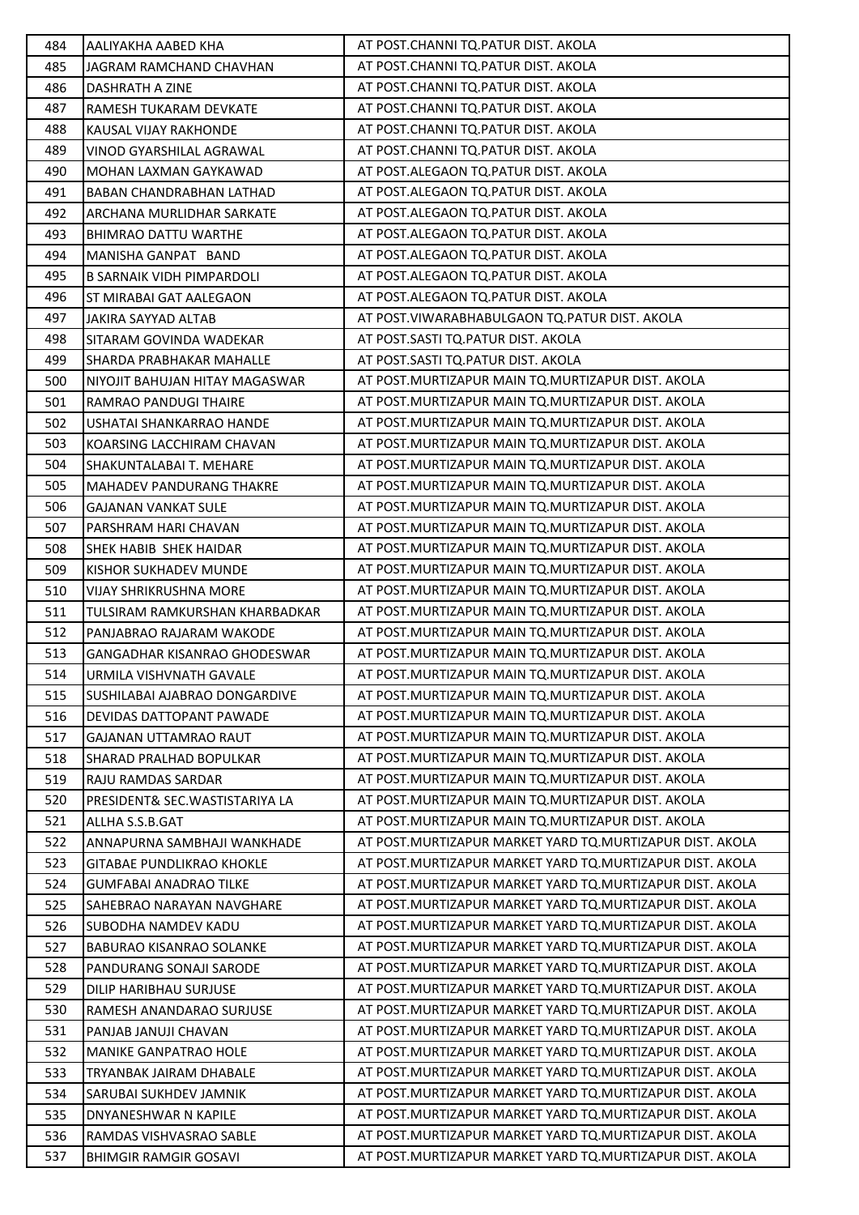| 484 | AALIYAKHA AABED KHA | AT POST.CHANNI TQ.PATUR DIST. AKOLA |
|---|---|---|
| 485 | JAGRAM RAMCHAND CHAVHAN | AT POST.CHANNI TQ.PATUR DIST. AKOLA |
| 486 | DASHRATH A ZINE | AT POST.CHANNI TQ.PATUR DIST. AKOLA |
| 487 | RAMESH TUKARAM DEVKATE | AT POST.CHANNI TQ.PATUR DIST. AKOLA |
| 488 | KAUSAL VIJAY RAKHONDE | AT POST.CHANNI TQ.PATUR DIST. AKOLA |
| 489 | VINOD GYARSHILAL AGRAWAL | AT POST.CHANNI TQ.PATUR DIST. AKOLA |
| 490 | MOHAN LAXMAN GAYKAWAD | AT POST.ALEGAON TQ.PATUR DIST. AKOLA |
| 491 | BABAN CHANDRABHAN LATHAD | AT POST.ALEGAON TQ.PATUR DIST. AKOLA |
| 492 | ARCHANA MURLIDHAR SARKATE | AT POST.ALEGAON TQ.PATUR DIST. AKOLA |
| 493 | BHIMRAO DATTU WARTHE | AT POST.ALEGAON TQ.PATUR DIST. AKOLA |
| 494 | MANISHA GANPAT BAND | AT POST.ALEGAON TQ.PATUR DIST. AKOLA |
| 495 | B SARNAIK VIDH PIMPARDOLI | AT POST.ALEGAON TQ.PATUR DIST. AKOLA |
| 496 | ST MIRABAI GAT AALEGAON | AT POST.ALEGAON TQ.PATUR DIST. AKOLA |
| 497 | JAKIRA SAYYAD ALTAB | AT POST.VIWARABHABULGAON TQ.PATUR DIST. AKOLA |
| 498 | SITARAM GOVINDA WADEKAR | AT POST.SASTI TQ.PATUR DIST. AKOLA |
| 499 | SHARDA PRABHAKAR MAHALLE | AT POST.SASTI TQ.PATUR DIST. AKOLA |
| 500 | NIYOJIT BAHUJAN HITAY MAGASWAR | AT POST.MURTIZAPUR MAIN TQ.MURTIZAPUR DIST. AKOLA |
| 501 | RAMRAO PANDUGI THAIRE | AT POST.MURTIZAPUR MAIN TQ.MURTIZAPUR DIST. AKOLA |
| 502 | USHATAI SHANKARRAO HANDE | AT POST.MURTIZAPUR MAIN TQ.MURTIZAPUR DIST. AKOLA |
| 503 | KOARSING LACCHIRAM CHAVAN | AT POST.MURTIZAPUR MAIN TQ.MURTIZAPUR DIST. AKOLA |
| 504 | SHAKUNTALABAI T. MEHARE | AT POST.MURTIZAPUR MAIN TQ.MURTIZAPUR DIST. AKOLA |
| 505 | MAHADEV PANDURANG THAKRE | AT POST.MURTIZAPUR MAIN TQ.MURTIZAPUR DIST. AKOLA |
| 506 | GAJANAN VANKAT SULE | AT POST.MURTIZAPUR MAIN TQ.MURTIZAPUR DIST. AKOLA |
| 507 | PARSHRAM HARI CHAVAN | AT POST.MURTIZAPUR MAIN TQ.MURTIZAPUR DIST. AKOLA |
| 508 | SHEK HABIB SHEK HAIDAR | AT POST.MURTIZAPUR MAIN TQ.MURTIZAPUR DIST. AKOLA |
| 509 | KISHOR SUKHADEV MUNDE | AT POST.MURTIZAPUR MAIN TQ.MURTIZAPUR DIST. AKOLA |
| 510 | VIJAY SHRIKRUSHNA MORE | AT POST.MURTIZAPUR MAIN TQ.MURTIZAPUR DIST. AKOLA |
| 511 | TULSIRAM RAMKURSHAN KHARBADKAR | AT POST.MURTIZAPUR MAIN TQ.MURTIZAPUR DIST. AKOLA |
| 512 | PANJABRAO RAJARAM WAKODE | AT POST.MURTIZAPUR MAIN TQ.MURTIZAPUR DIST. AKOLA |
| 513 | GANGADHAR KISANRAO GHODESWAR | AT POST.MURTIZAPUR MAIN TQ.MURTIZAPUR DIST. AKOLA |
| 514 | URMILA VISHVNATH GAVALE | AT POST.MURTIZAPUR MAIN TQ.MURTIZAPUR DIST. AKOLA |
| 515 | SUSHILABAI AJABRAO DONGARDIVE | AT POST.MURTIZAPUR MAIN TQ.MURTIZAPUR DIST. AKOLA |
| 516 | DEVIDAS DATTOPANT PAWADE | AT POST.MURTIZAPUR MAIN TQ.MURTIZAPUR DIST. AKOLA |
| 517 | GAJANAN UTTAMRAO RAUT | AT POST.MURTIZAPUR MAIN TQ.MURTIZAPUR DIST. AKOLA |
| 518 | SHARAD PRALHAD BOPULKAR | AT POST.MURTIZAPUR MAIN TQ.MURTIZAPUR DIST. AKOLA |
| 519 | RAJU RAMDAS SARDAR | AT POST.MURTIZAPUR MAIN TQ.MURTIZAPUR DIST. AKOLA |
| 520 | PRESIDENT& SEC.WASTISTARIYA LA | AT POST.MURTIZAPUR MAIN TQ.MURTIZAPUR DIST. AKOLA |
| 521 | ALLHA S.S.B.GAT | AT POST.MURTIZAPUR MAIN TQ.MURTIZAPUR DIST. AKOLA |
| 522 | ANNAPURNA SAMBHAJI WANKHADE | AT POST.MURTIZAPUR MARKET YARD TQ.MURTIZAPUR DIST. AKOLA |
| 523 | GITABAE PUNDLIKRAO KHOKLE | AT POST.MURTIZAPUR MARKET YARD TQ.MURTIZAPUR DIST. AKOLA |
| 524 | GUMFABAI ANADRAO TILKE | AT POST.MURTIZAPUR MARKET YARD TQ.MURTIZAPUR DIST. AKOLA |
| 525 | SAHEBRAO NARAYAN NAVGHARE | AT POST.MURTIZAPUR MARKET YARD TQ.MURTIZAPUR DIST. AKOLA |
| 526 | SUBODHA NAMDEV KADU | AT POST.MURTIZAPUR MARKET YARD TQ.MURTIZAPUR DIST. AKOLA |
| 527 | BABURAO KISANRAO SOLANKE | AT POST.MURTIZAPUR MARKET YARD TQ.MURTIZAPUR DIST. AKOLA |
| 528 | PANDURANG SONAJI SARODE | AT POST.MURTIZAPUR MARKET YARD TQ.MURTIZAPUR DIST. AKOLA |
| 529 | DILIP HARIBHAU SURJUSE | AT POST.MURTIZAPUR MARKET YARD TQ.MURTIZAPUR DIST. AKOLA |
| 530 | RAMESH ANANDARAO SURJUSE | AT POST.MURTIZAPUR MARKET YARD TQ.MURTIZAPUR DIST. AKOLA |
| 531 | PANJAB JANUJI CHAVAN | AT POST.MURTIZAPUR MARKET YARD TQ.MURTIZAPUR DIST. AKOLA |
| 532 | MANIKE GANPATRAO HOLE | AT POST.MURTIZAPUR MARKET YARD TQ.MURTIZAPUR DIST. AKOLA |
| 533 | TRYANBAK JAIRAM DHABALE | AT POST.MURTIZAPUR MARKET YARD TQ.MURTIZAPUR DIST. AKOLA |
| 534 | SARUBAI SUKHDEV JAMNIK | AT POST.MURTIZAPUR MARKET YARD TQ.MURTIZAPUR DIST. AKOLA |
| 535 | DNYANESHWAR N KAPILE | AT POST.MURTIZAPUR MARKET YARD TQ.MURTIZAPUR DIST. AKOLA |
| 536 | RAMDAS VISHVASRAO SABLE | AT POST.MURTIZAPUR MARKET YARD TQ.MURTIZAPUR DIST. AKOLA |
| 537 | BHIMGIR RAMGIR GOSAVI | AT POST.MURTIZAPUR MARKET YARD TQ.MURTIZAPUR DIST. AKOLA |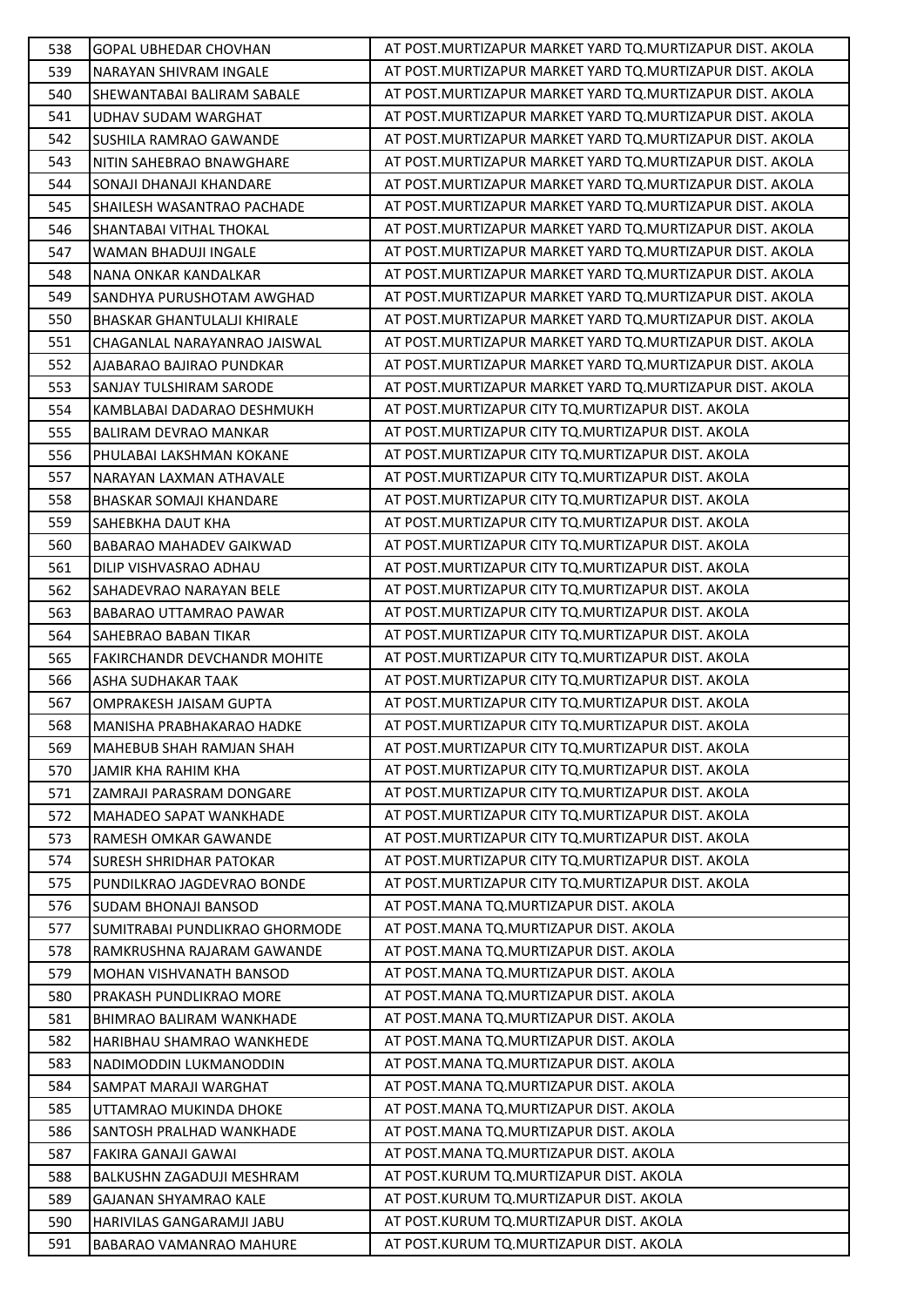| 538 | GOPAL UBHEDAR CHOVHAN | AT POST.MURTIZAPUR MARKET YARD TQ.MURTIZAPUR DIST. AKOLA |
|---|---|---|
| 539 | NARAYAN SHIVRAM INGALE | AT POST.MURTIZAPUR MARKET YARD TQ.MURTIZAPUR DIST. AKOLA |
| 540 | SHEWANTABAI BALIRAM SABALE | AT POST.MURTIZAPUR MARKET YARD TQ.MURTIZAPUR DIST. AKOLA |
| 541 | UDHAV SUDAM WARGHAT | AT POST.MURTIZAPUR MARKET YARD TQ.MURTIZAPUR DIST. AKOLA |
| 542 | SUSHILA RAMRAO GAWANDE | AT POST.MURTIZAPUR MARKET YARD TQ.MURTIZAPUR DIST. AKOLA |
| 543 | NITIN SAHEBRAO BNAWGHARE | AT POST.MURTIZAPUR MARKET YARD TQ.MURTIZAPUR DIST. AKOLA |
| 544 | SONAJI DHANAJI KHANDARE | AT POST.MURTIZAPUR MARKET YARD TQ.MURTIZAPUR DIST. AKOLA |
| 545 | SHAILESH WASANTRAO PACHADE | AT POST.MURTIZAPUR MARKET YARD TQ.MURTIZAPUR DIST. AKOLA |
| 546 | SHANTABAI VITHAL THOKAL | AT POST.MURTIZAPUR MARKET YARD TQ.MURTIZAPUR DIST. AKOLA |
| 547 | WAMAN BHADUJI INGALE | AT POST.MURTIZAPUR MARKET YARD TQ.MURTIZAPUR DIST. AKOLA |
| 548 | NANA ONKAR KANDALKAR | AT POST.MURTIZAPUR MARKET YARD TQ.MURTIZAPUR DIST. AKOLA |
| 549 | SANDHYA PURUSHOTAM AWGHAD | AT POST.MURTIZAPUR MARKET YARD TQ.MURTIZAPUR DIST. AKOLA |
| 550 | BHASKAR GHANTULALJI KHIRALE | AT POST.MURTIZAPUR MARKET YARD TQ.MURTIZAPUR DIST. AKOLA |
| 551 | CHAGANLAL NARAYANRAO JAISWAL | AT POST.MURTIZAPUR MARKET YARD TQ.MURTIZAPUR DIST. AKOLA |
| 552 | AJABARAO BAJIRAO PUNDKAR | AT POST.MURTIZAPUR MARKET YARD TQ.MURTIZAPUR DIST. AKOLA |
| 553 | SANJAY TULSHIRAM SARODE | AT POST.MURTIZAPUR MARKET YARD TQ.MURTIZAPUR DIST. AKOLA |
| 554 | KAMBLABAI DADARAO DESHMUKH | AT POST.MURTIZAPUR CITY TQ.MURTIZAPUR DIST. AKOLA |
| 555 | BALIRAM DEVRAO MANKAR | AT POST.MURTIZAPUR CITY TQ.MURTIZAPUR DIST. AKOLA |
| 556 | PHULABAI LAKSHMAN KOKANE | AT POST.MURTIZAPUR CITY TQ.MURTIZAPUR DIST. AKOLA |
| 557 | NARAYAN LAXMAN ATHAVALE | AT POST.MURTIZAPUR CITY TQ.MURTIZAPUR DIST. AKOLA |
| 558 | BHASKAR SOMAJI KHANDARE | AT POST.MURTIZAPUR CITY TQ.MURTIZAPUR DIST. AKOLA |
| 559 | SAHEBKHA DAUT KHA | AT POST.MURTIZAPUR CITY TQ.MURTIZAPUR DIST. AKOLA |
| 560 | BABARAO MAHADEV GAIKWAD | AT POST.MURTIZAPUR CITY TQ.MURTIZAPUR DIST. AKOLA |
| 561 | DILIP VISHVASRAO ADHAU | AT POST.MURTIZAPUR CITY TQ.MURTIZAPUR DIST. AKOLA |
| 562 | SAHADEVRAO NARAYAN BELE | AT POST.MURTIZAPUR CITY TQ.MURTIZAPUR DIST. AKOLA |
| 563 | BABARAO UTTAMRAO PAWAR | AT POST.MURTIZAPUR CITY TQ.MURTIZAPUR DIST. AKOLA |
| 564 | SAHEBRAO BABAN TIKAR | AT POST.MURTIZAPUR CITY TQ.MURTIZAPUR DIST. AKOLA |
| 565 | FAKIRCHANDR DEVCHANDR MOHITE | AT POST.MURTIZAPUR CITY TQ.MURTIZAPUR DIST. AKOLA |
| 566 | ASHA SUDHAKAR TAAK | AT POST.MURTIZAPUR CITY TQ.MURTIZAPUR DIST. AKOLA |
| 567 | OMPRAKESH JAISAM GUPTA | AT POST.MURTIZAPUR CITY TQ.MURTIZAPUR DIST. AKOLA |
| 568 | MANISHA PRABHAKARAO HADKE | AT POST.MURTIZAPUR CITY TQ.MURTIZAPUR DIST. AKOLA |
| 569 | MAHEBUB SHAH RAMJAN SHAH | AT POST.MURTIZAPUR CITY TQ.MURTIZAPUR DIST. AKOLA |
| 570 | JAMIR KHA RAHIM KHA | AT POST.MURTIZAPUR CITY TQ.MURTIZAPUR DIST. AKOLA |
| 571 | ZAMRAJI PARASRAM DONGARE | AT POST.MURTIZAPUR CITY TQ.MURTIZAPUR DIST. AKOLA |
| 572 | MAHADEO SAPAT WANKHADE | AT POST.MURTIZAPUR CITY TQ.MURTIZAPUR DIST. AKOLA |
| 573 | RAMESH OMKAR GAWANDE | AT POST.MURTIZAPUR CITY TQ.MURTIZAPUR DIST. AKOLA |
| 574 | SURESH SHRIDHAR PATOKAR | AT POST.MURTIZAPUR CITY TQ.MURTIZAPUR DIST. AKOLA |
| 575 | PUNDILKRAO JAGDEVRAO BONDE | AT POST.MURTIZAPUR CITY TQ.MURTIZAPUR DIST. AKOLA |
| 576 | SUDAM BHONAJI BANSOD | AT POST.MANA TQ.MURTIZAPUR DIST. AKOLA |
| 577 | SUMITRABAI PUNDLIKRAO GHORMODE | AT POST.MANA TQ.MURTIZAPUR DIST. AKOLA |
| 578 | RAMKRUSHNA RAJARAM GAWANDE | AT POST.MANA TQ.MURTIZAPUR DIST. AKOLA |
| 579 | MOHAN VISHVANATH BANSOD | AT POST.MANA TQ.MURTIZAPUR DIST. AKOLA |
| 580 | PRAKASH PUNDLIKRAO MORE | AT POST.MANA TQ.MURTIZAPUR DIST. AKOLA |
| 581 | BHIMRAO BALIRAM WANKHADE | AT POST.MANA TQ.MURTIZAPUR DIST. AKOLA |
| 582 | HARIBHAU SHAMRAO WANKHEDE | AT POST.MANA TQ.MURTIZAPUR DIST. AKOLA |
| 583 | NADIMODDIN LUKMANODDIN | AT POST.MANA TQ.MURTIZAPUR DIST. AKOLA |
| 584 | SAMPAT MARAJI WARGHAT | AT POST.MANA TQ.MURTIZAPUR DIST. AKOLA |
| 585 | UTTAMRAO MUKINDA DHOKE | AT POST.MANA TQ.MURTIZAPUR DIST. AKOLA |
| 586 | SANTOSH PRALHAD WANKHADE | AT POST.MANA TQ.MURTIZAPUR DIST. AKOLA |
| 587 | FAKIRA GANAJI GAWAI | AT POST.MANA TQ.MURTIZAPUR DIST. AKOLA |
| 588 | BALKUSHN ZAGADUJI MESHRAM | AT POST.KURUM TQ.MURTIZAPUR DIST. AKOLA |
| 589 | GAJANAN SHYAMRAO KALE | AT POST.KURUM TQ.MURTIZAPUR DIST. AKOLA |
| 590 | HARIVILAS GANGARAMJI JABU | AT POST.KURUM TQ.MURTIZAPUR DIST. AKOLA |
| 591 | BABARAO VAMANRAO MAHURE | AT POST.KURUM TQ.MURTIZAPUR DIST. AKOLA |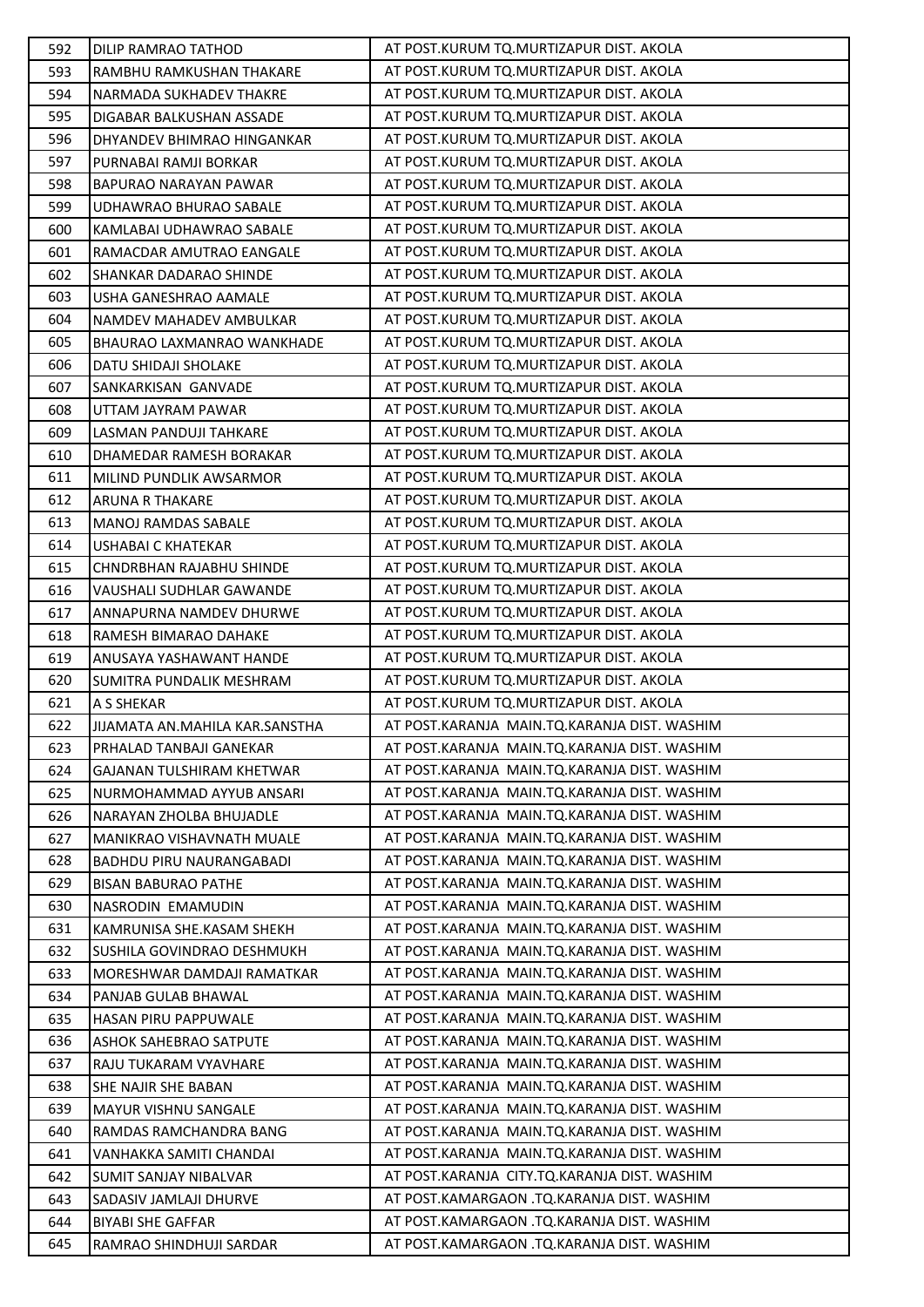| 592 | DILIP RAMRAO TATHOD | AT POST.KURUM TQ.MURTIZAPUR DIST. AKOLA |
|---|---|---|
| 593 | RAMBHU RAMKUSHAN THAKARE | AT POST.KURUM TQ.MURTIZAPUR DIST. AKOLA |
| 594 | NARMADA SUKHADEV THAKRE | AT POST.KURUM TQ.MURTIZAPUR DIST. AKOLA |
| 595 | DIGABAR BALKUSHAN ASSADE | AT POST.KURUM TQ.MURTIZAPUR DIST. AKOLA |
| 596 | DHYANDEV BHIMRAO HINGANKAR | AT POST.KURUM TQ.MURTIZAPUR DIST. AKOLA |
| 597 | PURNABAI RAMJI BORKAR | AT POST.KURUM TQ.MURTIZAPUR DIST. AKOLA |
| 598 | BAPURAO NARAYAN PAWAR | AT POST.KURUM TQ.MURTIZAPUR DIST. AKOLA |
| 599 | UDHAWRAO BHURAO SABALE | AT POST.KURUM TQ.MURTIZAPUR DIST. AKOLA |
| 600 | KAMLABAI UDHAWRAO SABALE | AT POST.KURUM TQ.MURTIZAPUR DIST. AKOLA |
| 601 | RAMACDAR AMUTRAO EANGALE | AT POST.KURUM TQ.MURTIZAPUR DIST. AKOLA |
| 602 | SHANKAR DADARAO SHINDE | AT POST.KURUM TQ.MURTIZAPUR DIST. AKOLA |
| 603 | USHA GANESHRAO AAMALE | AT POST.KURUM TQ.MURTIZAPUR DIST. AKOLA |
| 604 | NAMDEV MAHADEV AMBULKAR | AT POST.KURUM TQ.MURTIZAPUR DIST. AKOLA |
| 605 | BHAURAO LAXMANRAO WANKHADE | AT POST.KURUM TQ.MURTIZAPUR DIST. AKOLA |
| 606 | DATU SHIDAJI SHOLAKE | AT POST.KURUM TQ.MURTIZAPUR DIST. AKOLA |
| 607 | SANKARKISAN GANVADE | AT POST.KURUM TQ.MURTIZAPUR DIST. AKOLA |
| 608 | UTTAM JAYRAM PAWAR | AT POST.KURUM TQ.MURTIZAPUR DIST. AKOLA |
| 609 | LASMAN PANDUJI TAHKARE | AT POST.KURUM TQ.MURTIZAPUR DIST. AKOLA |
| 610 | DHAMEDAR RAMESH BORAKAR | AT POST.KURUM TQ.MURTIZAPUR DIST. AKOLA |
| 611 | MILIND PUNDLIK AWSARMOR | AT POST.KURUM TQ.MURTIZAPUR DIST. AKOLA |
| 612 | ARUNA R THAKARE | AT POST.KURUM TQ.MURTIZAPUR DIST. AKOLA |
| 613 | MANOJ RAMDAS SABALE | AT POST.KURUM TQ.MURTIZAPUR DIST. AKOLA |
| 614 | USHABAI C KHATEKAR | AT POST.KURUM TQ.MURTIZAPUR DIST. AKOLA |
| 615 | CHNDRBHAN RAJABHU SHINDE | AT POST.KURUM TQ.MURTIZAPUR DIST. AKOLA |
| 616 | VAUSHALI SUDHLAR GAWANDE | AT POST.KURUM TQ.MURTIZAPUR DIST. AKOLA |
| 617 | ANNAPURNA NAMDEV DHURWE | AT POST.KURUM TQ.MURTIZAPUR DIST. AKOLA |
| 618 | RAMESH BIMARAO DAHAKE | AT POST.KURUM TQ.MURTIZAPUR DIST. AKOLA |
| 619 | ANUSAYA YASHAWANT HANDE | AT POST.KURUM TQ.MURTIZAPUR DIST. AKOLA |
| 620 | SUMITRA PUNDALIK MESHRAM | AT POST.KURUM TQ.MURTIZAPUR DIST. AKOLA |
| 621 | A S SHEKAR | AT POST.KURUM TQ.MURTIZAPUR DIST. AKOLA |
| 622 | JIJAMATA AN.MAHILA KAR.SANSTHA | AT POST.KARANJA MAIN.TQ.KARANJA DIST. WASHIM |
| 623 | PRHALAD TANBAJI GANEKAR | AT POST.KARANJA MAIN.TQ.KARANJA DIST. WASHIM |
| 624 | GAJANAN TULSHIRAM KHETWAR | AT POST.KARANJA MAIN.TQ.KARANJA DIST. WASHIM |
| 625 | NURMOHAMMAD AYYUB ANSARI | AT POST.KARANJA MAIN.TQ.KARANJA DIST. WASHIM |
| 626 | NARAYAN ZHOLBA BHUJADLE | AT POST.KARANJA MAIN.TQ.KARANJA DIST. WASHIM |
| 627 | MANIKRAO VISHAVNATH MUALE | AT POST.KARANJA MAIN.TQ.KARANJA DIST. WASHIM |
| 628 | BADHDU PIRU NAURANGABADI | AT POST.KARANJA MAIN.TQ.KARANJA DIST. WASHIM |
| 629 | BISAN BABURAO PATHE | AT POST.KARANJA MAIN.TQ.KARANJA DIST. WASHIM |
| 630 | NASRODIN EMAMUDIN | AT POST.KARANJA MAIN.TQ.KARANJA DIST. WASHIM |
| 631 | KAMRUNISA SHE.KASAM SHEKH | AT POST.KARANJA MAIN.TQ.KARANJA DIST. WASHIM |
| 632 | SUSHILA GOVINDRAO DESHMUKH | AT POST.KARANJA MAIN.TQ.KARANJA DIST. WASHIM |
| 633 | MORESHWAR DAMDAJI RAMATKAR | AT POST.KARANJA MAIN.TQ.KARANJA DIST. WASHIM |
| 634 | PANJAB GULAB BHAWAL | AT POST.KARANJA MAIN.TQ.KARANJA DIST. WASHIM |
| 635 | HASAN PIRU PAPPUWALE | AT POST.KARANJA MAIN.TQ.KARANJA DIST. WASHIM |
| 636 | ASHOK SAHEBRAO SATPUTE | AT POST.KARANJA MAIN.TQ.KARANJA DIST. WASHIM |
| 637 | RAJU TUKARAM VYAVHARE | AT POST.KARANJA MAIN.TQ.KARANJA DIST. WASHIM |
| 638 | SHE NAJIR SHE BABAN | AT POST.KARANJA MAIN.TQ.KARANJA DIST. WASHIM |
| 639 | MAYUR VISHNU SANGALE | AT POST.KARANJA MAIN.TQ.KARANJA DIST. WASHIM |
| 640 | RAMDAS RAMCHANDRA BANG | AT POST.KARANJA MAIN.TQ.KARANJA DIST. WASHIM |
| 641 | VANHAKKA SAMITI CHANDAI | AT POST.KARANJA MAIN.TQ.KARANJA DIST. WASHIM |
| 642 | SUMIT SANJAY NIBALVAR | AT POST.KARANJA CITY.TQ.KARANJA DIST. WASHIM |
| 643 | SADASIV JAMLAJI DHURVE | AT POST.KAMARGAON .TQ.KARANJA DIST. WASHIM |
| 644 | BIYABI SHE GAFFAR | AT POST.KAMARGAON .TQ.KARANJA DIST. WASHIM |
| 645 | RAMRAO SHINDHUJI SARDAR | AT POST.KAMARGAON .TQ.KARANJA DIST. WASHIM |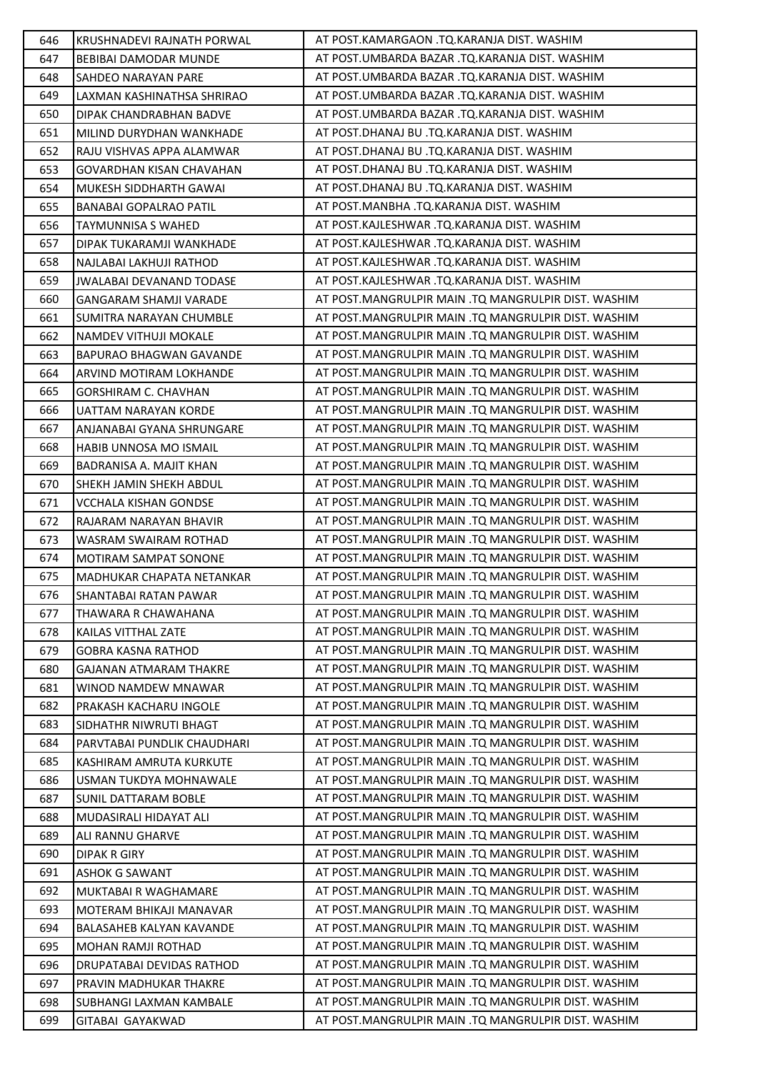| 646 | KRUSHNADEVI RAJNATH PORWAL | AT POST.KAMARGAON .TQ.KARANJA DIST. WASHIM |
|---|---|---|
| 647 | BEBIBAI DAMODAR MUNDE | AT POST.UMBARDA BAZAR .TQ.KARANJA DIST. WASHIM |
| 648 | SAHDEO NARAYAN PARE | AT POST.UMBARDA BAZAR .TQ.KARANJA DIST. WASHIM |
| 649 | LAXMAN KASHINATHSA SHRIRAO | AT POST.UMBARDA BAZAR .TQ.KARANJA DIST. WASHIM |
| 650 | DIPAK CHANDRABHAN BADVE | AT POST.UMBARDA BAZAR .TQ.KARANJA DIST. WASHIM |
| 651 | MILIND DURYDHAN WANKHADE | AT POST.DHANAJ BU .TQ.KARANJA DIST. WASHIM |
| 652 | RAJU VISHVAS APPA ALAMWAR | AT POST.DHANAJ BU .TQ.KARANJA DIST. WASHIM |
| 653 | GOVARDHAN KISAN CHAVAHAN | AT POST.DHANAJ BU .TQ.KARANJA DIST. WASHIM |
| 654 | MUKESH SIDDHARTH GAWAI | AT POST.DHANAJ BU .TQ.KARANJA DIST. WASHIM |
| 655 | BANABAI GOPALRAO PATIL | AT POST.MANBHA .TQ.KARANJA DIST. WASHIM |
| 656 | TAYMUNNISA S WAHED | AT POST.KAJLESHWAR .TQ.KARANJA DIST. WASHIM |
| 657 | DIPAK TUKARAMJI WANKHADE | AT POST.KAJLESHWAR .TQ.KARANJA DIST. WASHIM |
| 658 | NAJLABAI LAKHUJI RATHOD | AT POST.KAJLESHWAR .TQ.KARANJA DIST. WASHIM |
| 659 | JWALABAI DEVANAND TODASE | AT POST.KAJLESHWAR .TQ.KARANJA DIST. WASHIM |
| 660 | GANGARAM SHAMJI VARADE | AT POST.MANGRULPIR MAIN .TQ MANGRULPIR DIST. WASHIM |
| 661 | SUMITRA NARAYAN CHUMBLE | AT POST.MANGRULPIR MAIN .TQ MANGRULPIR DIST. WASHIM |
| 662 | NAMDEV VITHUJI MOKALE | AT POST.MANGRULPIR MAIN .TQ MANGRULPIR DIST. WASHIM |
| 663 | BAPURAO BHAGWAN GAVANDE | AT POST.MANGRULPIR MAIN .TQ MANGRULPIR DIST. WASHIM |
| 664 | ARVIND MOTIRAM LOKHANDE | AT POST.MANGRULPIR MAIN .TQ MANGRULPIR DIST. WASHIM |
| 665 | GORSHIRAM C. CHAVHAN | AT POST.MANGRULPIR MAIN .TQ MANGRULPIR DIST. WASHIM |
| 666 | UATTAM NARAYAN KORDE | AT POST.MANGRULPIR MAIN .TQ MANGRULPIR DIST. WASHIM |
| 667 | ANJANABAI GYANA SHRUNGARE | AT POST.MANGRULPIR MAIN .TQ MANGRULPIR DIST. WASHIM |
| 668 | HABIB UNNOSA MO ISMAIL | AT POST.MANGRULPIR MAIN .TQ MANGRULPIR DIST. WASHIM |
| 669 | BADRANISA A. MAJIT KHAN | AT POST.MANGRULPIR MAIN .TQ MANGRULPIR DIST. WASHIM |
| 670 | SHEKH JAMIN SHEKH ABDUL | AT POST.MANGRULPIR MAIN .TQ MANGRULPIR DIST. WASHIM |
| 671 | VCCHALA KISHAN GONDSE | AT POST.MANGRULPIR MAIN .TQ MANGRULPIR DIST. WASHIM |
| 672 | RAJARAM NARAYAN BHAVIR | AT POST.MANGRULPIR MAIN .TQ MANGRULPIR DIST. WASHIM |
| 673 | WASRAM SWAIRAM ROTHAD | AT POST.MANGRULPIR MAIN .TQ MANGRULPIR DIST. WASHIM |
| 674 | MOTIRAM SAMPAT SONONE | AT POST.MANGRULPIR MAIN .TQ MANGRULPIR DIST. WASHIM |
| 675 | MADHUKAR CHAPATA NETANKAR | AT POST.MANGRULPIR MAIN .TQ MANGRULPIR DIST. WASHIM |
| 676 | SHANTABAI RATAN PAWAR | AT POST.MANGRULPIR MAIN .TQ MANGRULPIR DIST. WASHIM |
| 677 | THAWARA R CHAWAHANA | AT POST.MANGRULPIR MAIN .TQ MANGRULPIR DIST. WASHIM |
| 678 | KAILAS VITTHAL ZATE | AT POST.MANGRULPIR MAIN .TQ MANGRULPIR DIST. WASHIM |
| 679 | GOBRA KASNA RATHOD | AT POST.MANGRULPIR MAIN .TQ MANGRULPIR DIST. WASHIM |
| 680 | GAJANAN ATMARAM THAKRE | AT POST.MANGRULPIR MAIN .TQ MANGRULPIR DIST. WASHIM |
| 681 | WINOD NAMDEW MNAWAR | AT POST.MANGRULPIR MAIN .TQ MANGRULPIR DIST. WASHIM |
| 682 | PRAKASH KACHARU INGOLE | AT POST.MANGRULPIR MAIN .TQ MANGRULPIR DIST. WASHIM |
| 683 | SIDHATHR NIWRUTI BHAGT | AT POST.MANGRULPIR MAIN .TQ MANGRULPIR DIST. WASHIM |
| 684 | PARVTABAI PUNDLIK CHAUDHARI | AT POST.MANGRULPIR MAIN .TQ MANGRULPIR DIST. WASHIM |
| 685 | KASHIRAM AMRUTA KURKUTE | AT POST.MANGRULPIR MAIN .TQ MANGRULPIR DIST. WASHIM |
| 686 | USMAN TUKDYA MOHNAWALE | AT POST.MANGRULPIR MAIN .TQ MANGRULPIR DIST. WASHIM |
| 687 | SUNIL DATTARAM BOBLE | AT POST.MANGRULPIR MAIN .TQ MANGRULPIR DIST. WASHIM |
| 688 | MUDASIRALI HIDAYAT ALI | AT POST.MANGRULPIR MAIN .TQ MANGRULPIR DIST. WASHIM |
| 689 | ALI RANNU GHARVE | AT POST.MANGRULPIR MAIN .TQ MANGRULPIR DIST. WASHIM |
| 690 | DIPAK R GIRY | AT POST.MANGRULPIR MAIN .TQ MANGRULPIR DIST. WASHIM |
| 691 | ASHOK G SAWANT | AT POST.MANGRULPIR MAIN .TQ MANGRULPIR DIST. WASHIM |
| 692 | MUKTABAI R WAGHAMARE | AT POST.MANGRULPIR MAIN .TQ MANGRULPIR DIST. WASHIM |
| 693 | MOTERAM BHIKAJI MANAVAR | AT POST.MANGRULPIR MAIN .TQ MANGRULPIR DIST. WASHIM |
| 694 | BALASAHEB KALYAN KAVANDE | AT POST.MANGRULPIR MAIN .TQ MANGRULPIR DIST. WASHIM |
| 695 | MOHAN RAMJI ROTHAD | AT POST.MANGRULPIR MAIN .TQ MANGRULPIR DIST. WASHIM |
| 696 | DRUPATABAI DEVIDAS RATHOD | AT POST.MANGRULPIR MAIN .TQ MANGRULPIR DIST. WASHIM |
| 697 | PRAVIN MADHUKAR THAKRE | AT POST.MANGRULPIR MAIN .TQ MANGRULPIR DIST. WASHIM |
| 698 | SUBHANGI LAXMAN KAMBALE | AT POST.MANGRULPIR MAIN .TQ MANGRULPIR DIST. WASHIM |
| 699 | GITABAI GAYAKWAD | AT POST.MANGRULPIR MAIN .TQ MANGRULPIR DIST. WASHIM |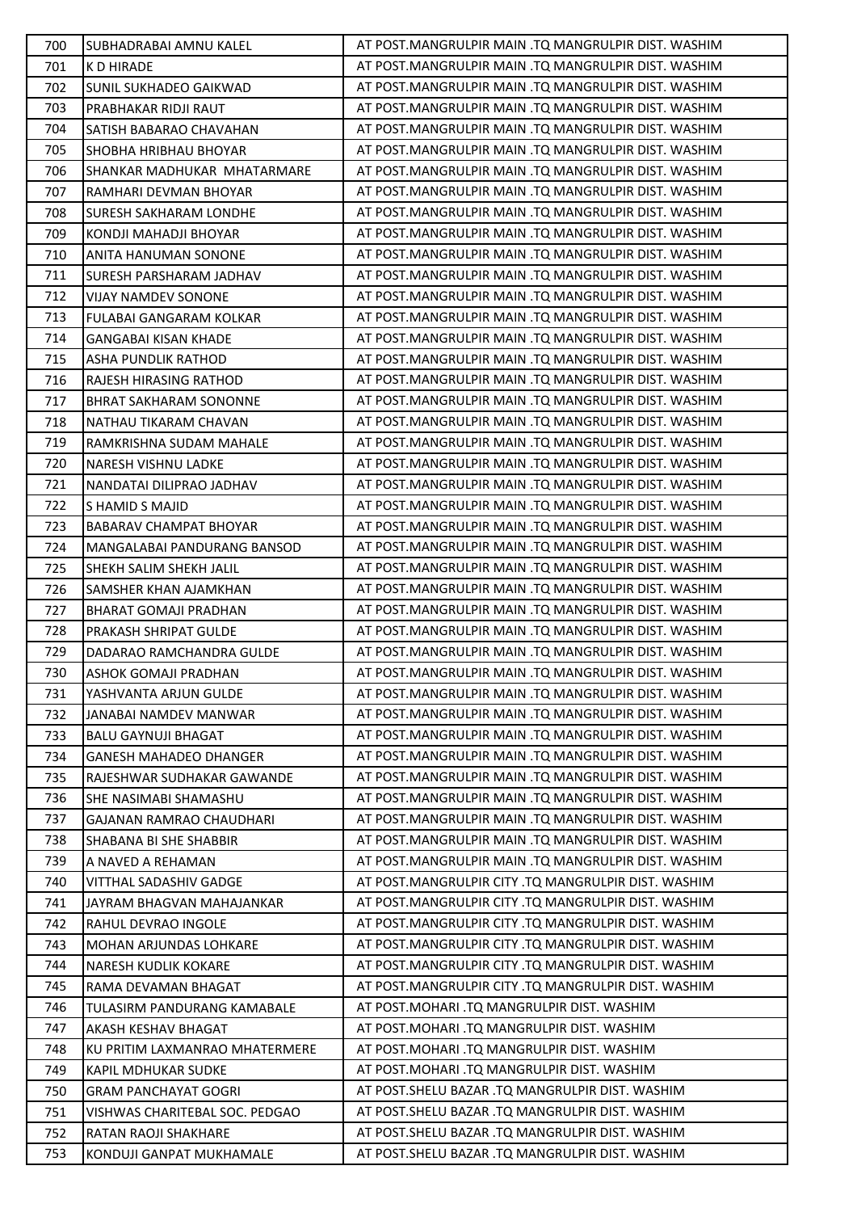| 700 | SUBHADRABAI AMNU KALEL | AT POST.MANGRULPIR MAIN .TQ MANGRULPIR DIST. WASHIM |
|---|---|---|
| 701 | K D HIRADE | AT POST.MANGRULPIR MAIN .TQ MANGRULPIR DIST. WASHIM |
| 702 | SUNIL SUKHADEO GAIKWAD | AT POST.MANGRULPIR MAIN .TQ MANGRULPIR DIST. WASHIM |
| 703 | PRABHAKAR RIDJI RAUT | AT POST.MANGRULPIR MAIN .TQ MANGRULPIR DIST. WASHIM |
| 704 | SATISH BABARAO CHAVAHAN | AT POST.MANGRULPIR MAIN .TQ MANGRULPIR DIST. WASHIM |
| 705 | SHOBHA HRIBHAU BHOYAR | AT POST.MANGRULPIR MAIN .TQ MANGRULPIR DIST. WASHIM |
| 706 | SHANKAR MADHUKAR MHATARMARE | AT POST.MANGRULPIR MAIN .TQ MANGRULPIR DIST. WASHIM |
| 707 | RAMHARI DEVMAN BHOYAR | AT POST.MANGRULPIR MAIN .TQ MANGRULPIR DIST. WASHIM |
| 708 | SURESH SAKHARAM LONDHE | AT POST.MANGRULPIR MAIN .TQ MANGRULPIR DIST. WASHIM |
| 709 | KONDJI MAHADJI BHOYAR | AT POST.MANGRULPIR MAIN .TQ MANGRULPIR DIST. WASHIM |
| 710 | ANITA HANUMAN SONONE | AT POST.MANGRULPIR MAIN .TQ MANGRULPIR DIST. WASHIM |
| 711 | SURESH PARSHARAM JADHAV | AT POST.MANGRULPIR MAIN .TQ MANGRULPIR DIST. WASHIM |
| 712 | VIJAY NAMDEV SONONE | AT POST.MANGRULPIR MAIN .TQ MANGRULPIR DIST. WASHIM |
| 713 | FULABAI GANGARAM KOLKAR | AT POST.MANGRULPIR MAIN .TQ MANGRULPIR DIST. WASHIM |
| 714 | GANGABAI KISAN KHADE | AT POST.MANGRULPIR MAIN .TQ MANGRULPIR DIST. WASHIM |
| 715 | ASHA PUNDLIK RATHOD | AT POST.MANGRULPIR MAIN .TQ MANGRULPIR DIST. WASHIM |
| 716 | RAJESH HIRASING RATHOD | AT POST.MANGRULPIR MAIN .TQ MANGRULPIR DIST. WASHIM |
| 717 | BHRAT SAKHARAM SONONNE | AT POST.MANGRULPIR MAIN .TQ MANGRULPIR DIST. WASHIM |
| 718 | NATHAU TIKARAM CHAVAN | AT POST.MANGRULPIR MAIN .TQ MANGRULPIR DIST. WASHIM |
| 719 | RAMKRISHNA SUDAM MAHALE | AT POST.MANGRULPIR MAIN .TQ MANGRULPIR DIST. WASHIM |
| 720 | NARESH VISHNU LADKE | AT POST.MANGRULPIR MAIN .TQ MANGRULPIR DIST. WASHIM |
| 721 | NANDATAI DILIPRAO JADHAV | AT POST.MANGRULPIR MAIN .TQ MANGRULPIR DIST. WASHIM |
| 722 | S HAMID S MAJID | AT POST.MANGRULPIR MAIN .TQ MANGRULPIR DIST. WASHIM |
| 723 | BABARAV CHAMPAT BHOYAR | AT POST.MANGRULPIR MAIN .TQ MANGRULPIR DIST. WASHIM |
| 724 | MANGALABAI PANDURANG BANSOD | AT POST.MANGRULPIR MAIN .TQ MANGRULPIR DIST. WASHIM |
| 725 | SHEKH SALIM SHEKH JALIL | AT POST.MANGRULPIR MAIN .TQ MANGRULPIR DIST. WASHIM |
| 726 | SAMSHER KHAN AJAMKHAN | AT POST.MANGRULPIR MAIN .TQ MANGRULPIR DIST. WASHIM |
| 727 | BHARAT GOMAJI PRADHAN | AT POST.MANGRULPIR MAIN .TQ MANGRULPIR DIST. WASHIM |
| 728 | PRAKASH SHRIPAT GULDE | AT POST.MANGRULPIR MAIN .TQ MANGRULPIR DIST. WASHIM |
| 729 | DADARAO RAMCHANDRA GULDE | AT POST.MANGRULPIR MAIN .TQ MANGRULPIR DIST. WASHIM |
| 730 | ASHOK GOMAJI PRADHAN | AT POST.MANGRULPIR MAIN .TQ MANGRULPIR DIST. WASHIM |
| 731 | YASHVANTA ARJUN GULDE | AT POST.MANGRULPIR MAIN .TQ MANGRULPIR DIST. WASHIM |
| 732 | JANABAI NAMDEV MANWAR | AT POST.MANGRULPIR MAIN .TQ MANGRULPIR DIST. WASHIM |
| 733 | BALU GAYNUJI BHAGAT | AT POST.MANGRULPIR MAIN .TQ MANGRULPIR DIST. WASHIM |
| 734 | GANESH MAHADEO DHANGER | AT POST.MANGRULPIR MAIN .TQ MANGRULPIR DIST. WASHIM |
| 735 | RAJESHWAR SUDHAKAR GAWANDE | AT POST.MANGRULPIR MAIN .TQ MANGRULPIR DIST. WASHIM |
| 736 | SHE NASIMABI SHAMASHU | AT POST.MANGRULPIR MAIN .TQ MANGRULPIR DIST. WASHIM |
| 737 | GAJANAN RAMRAO CHAUDHARI | AT POST.MANGRULPIR MAIN .TQ MANGRULPIR DIST. WASHIM |
| 738 | SHABANA BI SHE SHABBIR | AT POST.MANGRULPIR MAIN .TQ MANGRULPIR DIST. WASHIM |
| 739 | A NAVED A REHAMAN | AT POST.MANGRULPIR MAIN .TQ MANGRULPIR DIST. WASHIM |
| 740 | VITTHAL SADASHIV GADGE | AT POST.MANGRULPIR CITY .TQ MANGRULPIR DIST. WASHIM |
| 741 | JAYRAM BHAGVAN MAHAJANKAR | AT POST.MANGRULPIR CITY .TQ MANGRULPIR DIST. WASHIM |
| 742 | RAHUL DEVRAO INGOLE | AT POST.MANGRULPIR CITY .TQ MANGRULPIR DIST. WASHIM |
| 743 | MOHAN ARJUNDAS LOHKARE | AT POST.MANGRULPIR CITY .TQ MANGRULPIR DIST. WASHIM |
| 744 | NARESH KUDLIK KOKARE | AT POST.MANGRULPIR CITY .TQ MANGRULPIR DIST. WASHIM |
| 745 | RAMA DEVAMAN BHAGAT | AT POST.MANGRULPIR CITY .TQ MANGRULPIR DIST. WASHIM |
| 746 | TULASIRM PANDURANG KAMABALE | AT POST.MOHARI .TQ MANGRULPIR DIST. WASHIM |
| 747 | AKASH KESHAV BHAGAT | AT POST.MOHARI .TQ MANGRULPIR DIST. WASHIM |
| 748 | KU PRITIM LAXMANRAO MHATERMERE | AT POST.MOHARI .TQ MANGRULPIR DIST. WASHIM |
| 749 | KAPIL MDHUKAR SUDKE | AT POST.MOHARI .TQ MANGRULPIR DIST. WASHIM |
| 750 | GRAM PANCHAYAT GOGRI | AT POST.SHELU BAZAR .TQ MANGRULPIR DIST. WASHIM |
| 751 | VISHWAS CHARITEBAL SOC. PEDGAO | AT POST.SHELU BAZAR .TQ MANGRULPIR DIST. WASHIM |
| 752 | RATAN RAOJI SHAKHARE | AT POST.SHELU BAZAR .TQ MANGRULPIR DIST. WASHIM |
| 753 | KONDUJI GANPAT MUKHAMALE | AT POST.SHELU BAZAR .TQ MANGRULPIR DIST. WASHIM |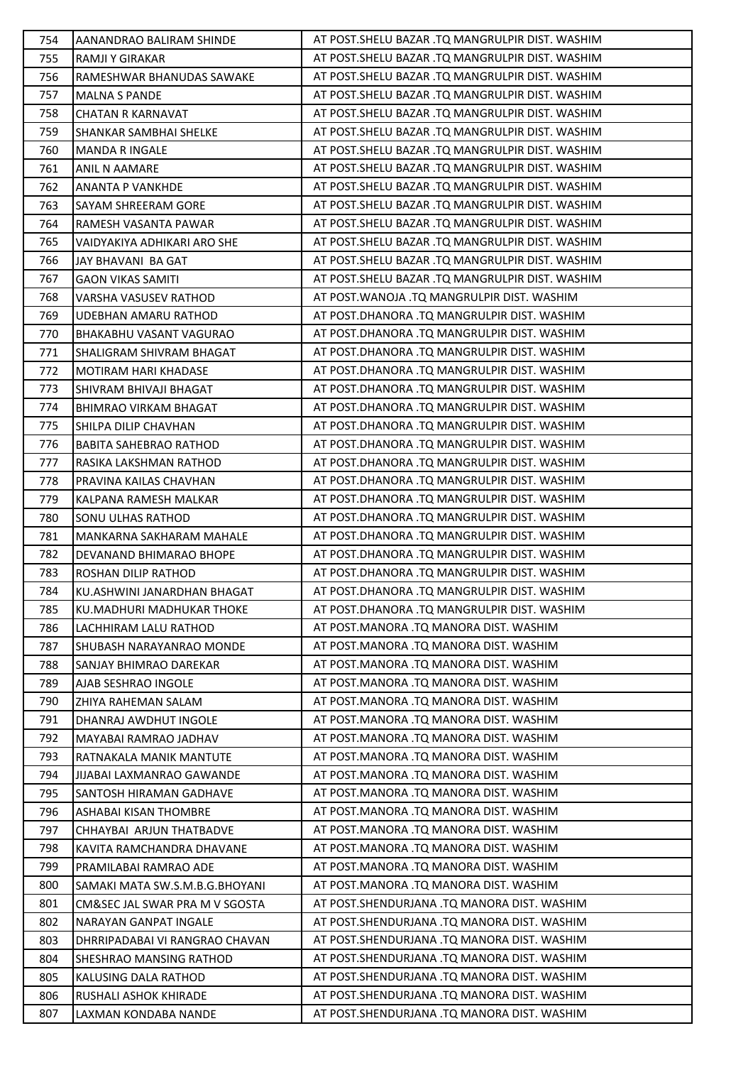| 754 | AANANDRAO BALIRAM SHINDE | AT POST.SHELU BAZAR .TQ MANGRULPIR DIST. WASHIM |
|---|---|---|
| 755 | RAMJI Y GIRAKAR | AT POST.SHELU BAZAR .TQ MANGRULPIR DIST. WASHIM |
| 756 | RAMESHWAR BHANUDAS SAWAKE | AT POST.SHELU BAZAR .TQ MANGRULPIR DIST. WASHIM |
| 757 | MALNA S PANDE | AT POST.SHELU BAZAR .TQ MANGRULPIR DIST. WASHIM |
| 758 | CHATAN R KARNAVAT | AT POST.SHELU BAZAR .TQ MANGRULPIR DIST. WASHIM |
| 759 | SHANKAR SAMBHAI SHELKE | AT POST.SHELU BAZAR .TQ MANGRULPIR DIST. WASHIM |
| 760 | MANDA R INGALE | AT POST.SHELU BAZAR .TQ MANGRULPIR DIST. WASHIM |
| 761 | ANIL N AAMARE | AT POST.SHELU BAZAR .TQ MANGRULPIR DIST. WASHIM |
| 762 | ANANTA P VANKHDE | AT POST.SHELU BAZAR .TQ MANGRULPIR DIST. WASHIM |
| 763 | SAYAM SHREERAM GORE | AT POST.SHELU BAZAR .TQ MANGRULPIR DIST. WASHIM |
| 764 | RAMESH VASANTA PAWAR | AT POST.SHELU BAZAR .TQ MANGRULPIR DIST. WASHIM |
| 765 | VAIDYAKIYA ADHIKARI ARO SHE | AT POST.SHELU BAZAR .TQ MANGRULPIR DIST. WASHIM |
| 766 | JAY BHAVANI BA GAT | AT POST.SHELU BAZAR .TQ MANGRULPIR DIST. WASHIM |
| 767 | GAON VIKAS SAMITI | AT POST.SHELU BAZAR .TQ MANGRULPIR DIST. WASHIM |
| 768 | VARSHA VASUSEV RATHOD | AT POST.WANOJA .TQ MANGRULPIR DIST. WASHIM |
| 769 | UDEBHAN AMARU RATHOD | AT POST.DHANORA .TQ MANGRULPIR DIST. WASHIM |
| 770 | BHAKABHU VASANT VAGURAO | AT POST.DHANORA .TQ MANGRULPIR DIST. WASHIM |
| 771 | SHALIGRAM SHIVRAM BHAGAT | AT POST.DHANORA .TQ MANGRULPIR DIST. WASHIM |
| 772 | MOTIRAM HARI KHADASE | AT POST.DHANORA .TQ MANGRULPIR DIST. WASHIM |
| 773 | SHIVRAM BHIVAJI BHAGAT | AT POST.DHANORA .TQ MANGRULPIR DIST. WASHIM |
| 774 | BHIMRAO VIRKAM BHAGAT | AT POST.DHANORA .TQ MANGRULPIR DIST. WASHIM |
| 775 | SHILPA DILIP CHAVHAN | AT POST.DHANORA .TQ MANGRULPIR DIST. WASHIM |
| 776 | BABITA SAHEBRAO RATHOD | AT POST.DHANORA .TQ MANGRULPIR DIST. WASHIM |
| 777 | RASIKA LAKSHMAN RATHOD | AT POST.DHANORA .TQ MANGRULPIR DIST. WASHIM |
| 778 | PRAVINA KAILAS CHAVHAN | AT POST.DHANORA .TQ MANGRULPIR DIST. WASHIM |
| 779 | KALPANA RAMESH MALKAR | AT POST.DHANORA .TQ MANGRULPIR DIST. WASHIM |
| 780 | SONU ULHAS RATHOD | AT POST.DHANORA .TQ MANGRULPIR DIST. WASHIM |
| 781 | MANKARNA SAKHARAM MAHALE | AT POST.DHANORA .TQ MANGRULPIR DIST. WASHIM |
| 782 | DEVANAND BHIMARAO BHOPE | AT POST.DHANORA .TQ MANGRULPIR DIST. WASHIM |
| 783 | ROSHAN DILIP RATHOD | AT POST.DHANORA .TQ MANGRULPIR DIST. WASHIM |
| 784 | KU.ASHWINI JANARDHAN BHAGAT | AT POST.DHANORA .TQ MANGRULPIR DIST. WASHIM |
| 785 | KU.MADHURI MADHUKAR THOKE | AT POST.DHANORA .TQ MANGRULPIR DIST. WASHIM |
| 786 | LACHHIRAM LALU RATHOD | AT POST.MANORA .TQ MANORA DIST. WASHIM |
| 787 | SHUBASH NARAYANRAO MONDE | AT POST.MANORA .TQ MANORA DIST. WASHIM |
| 788 | SANJAY BHIMRAO DAREKAR | AT POST.MANORA .TQ MANORA DIST. WASHIM |
| 789 | AJAB SESHRAO INGOLE | AT POST.MANORA .TQ MANORA DIST. WASHIM |
| 790 | ZHIYA RAHEMAN SALAM | AT POST.MANORA .TQ MANORA DIST. WASHIM |
| 791 | DHANRAJ AWDHUT INGOLE | AT POST.MANORA .TQ MANORA DIST. WASHIM |
| 792 | MAYABAI RAMRAO JADHAV | AT POST.MANORA .TQ MANORA DIST. WASHIM |
| 793 | RATNAKALA MANIK MANTUTE | AT POST.MANORA .TQ MANORA DIST. WASHIM |
| 794 | JIJABAI LAXMANRAO GAWANDE | AT POST.MANORA .TQ MANORA DIST. WASHIM |
| 795 | SANTOSH HIRAMAN GADHAVE | AT POST.MANORA .TQ MANORA DIST. WASHIM |
| 796 | ASHABAI KISAN THOMBRE | AT POST.MANORA .TQ MANORA DIST. WASHIM |
| 797 | CHHAYBAI ARJUN THATBADVE | AT POST.MANORA .TQ MANORA DIST. WASHIM |
| 798 | KAVITA RAMCHANDRA DHAVANE | AT POST.MANORA .TQ MANORA DIST. WASHIM |
| 799 | PRAMILABAI RAMRAO ADE | AT POST.MANORA .TQ MANORA DIST. WASHIM |
| 800 | SAMAKI MATA SW.S.M.B.G.BHOYANI | AT POST.MANORA .TQ MANORA DIST. WASHIM |
| 801 | CM&SEC JAL SWAR PRA M V SGOSTA | AT POST.SHENDURJANA .TQ MANORA DIST. WASHIM |
| 802 | NARAYAN GANPAT INGALE | AT POST.SHENDURJANA .TQ MANORA DIST. WASHIM |
| 803 | DHRRIPADABAI VI RANGRAO CHAVAN | AT POST.SHENDURJANA .TQ MANORA DIST. WASHIM |
| 804 | SHESHRAO MANSING RATHOD | AT POST.SHENDURJANA .TQ MANORA DIST. WASHIM |
| 805 | KALUSING DALA RATHOD | AT POST.SHENDURJANA .TQ MANORA DIST. WASHIM |
| 806 | RUSHALI ASHOK KHIRADE | AT POST.SHENDURJANA .TQ MANORA DIST. WASHIM |
| 807 | LAXMAN KONDABA NANDE | AT POST.SHENDURJANA .TQ MANORA DIST. WASHIM |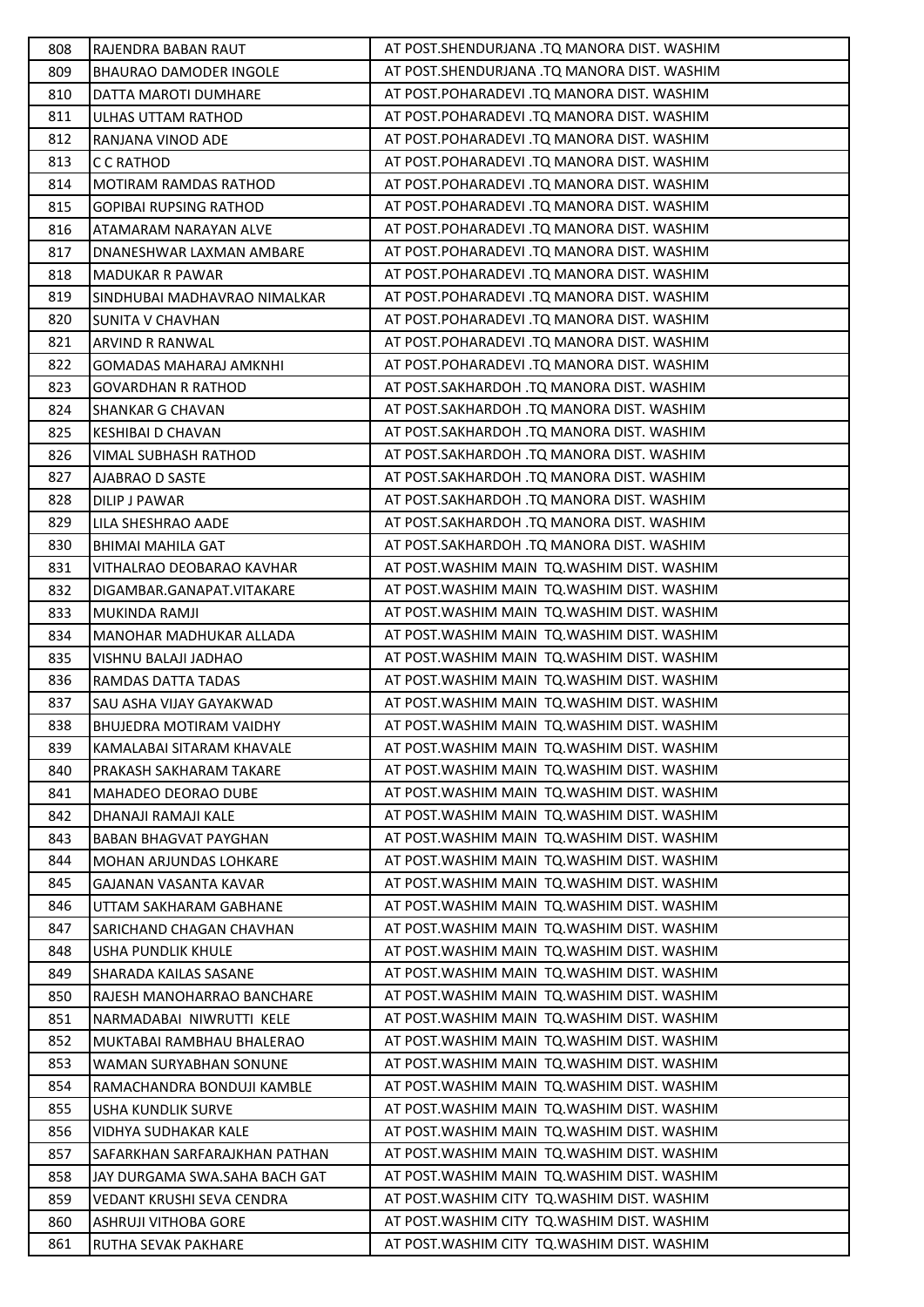| 808 | RAJENDRA BABAN RAUT | AT POST.SHENDURJANA .TQ MANORA DIST. WASHIM |
|---|---|---|
| 809 | BHAURAO DAMODER INGOLE | AT POST.SHENDURJANA .TQ MANORA DIST. WASHIM |
| 810 | DATTA MAROTI DUMHARE | AT POST.POHARADEVI .TQ MANORA DIST. WASHIM |
| 811 | ULHAS UTTAM RATHOD | AT POST.POHARADEVI .TQ MANORA DIST. WASHIM |
| 812 | RANJANA VINOD ADE | AT POST.POHARADEVI .TQ MANORA DIST. WASHIM |
| 813 | C C RATHOD | AT POST.POHARADEVI .TQ MANORA DIST. WASHIM |
| 814 | MOTIRAM RAMDAS RATHOD | AT POST.POHARADEVI .TQ MANORA DIST. WASHIM |
| 815 | GOPIBAI RUPSING RATHOD | AT POST.POHARADEVI .TQ MANORA DIST. WASHIM |
| 816 | ATAMARAM NARAYAN ALVE | AT POST.POHARADEVI .TQ MANORA DIST. WASHIM |
| 817 | DNANESHWAR LAXMAN AMBARE | AT POST.POHARADEVI .TQ MANORA DIST. WASHIM |
| 818 | MADUKAR R PAWAR | AT POST.POHARADEVI .TQ MANORA DIST. WASHIM |
| 819 | SINDHUBAI MADHAVRAO NIMALKAR | AT POST.POHARADEVI .TQ MANORA DIST. WASHIM |
| 820 | SUNITA V CHAVHAN | AT POST.POHARADEVI .TQ MANORA DIST. WASHIM |
| 821 | ARVIND R RANWAL | AT POST.POHARADEVI .TQ MANORA DIST. WASHIM |
| 822 | GOMADAS MAHARAJ AMKNHI | AT POST.POHARADEVI .TQ MANORA DIST. WASHIM |
| 823 | GOVARDHAN R RATHOD | AT POST.SAKHARDOH .TQ MANORA DIST. WASHIM |
| 824 | SHANKAR G CHAVAN | AT POST.SAKHARDOH .TQ MANORA DIST. WASHIM |
| 825 | KESHIBAI D CHAVAN | AT POST.SAKHARDOH .TQ MANORA DIST. WASHIM |
| 826 | VIMAL SUBHASH RATHOD | AT POST.SAKHARDOH .TQ MANORA DIST. WASHIM |
| 827 | AJABRAO D SASTE | AT POST.SAKHARDOH .TQ MANORA DIST. WASHIM |
| 828 | DILIP J PAWAR | AT POST.SAKHARDOH .TQ MANORA DIST. WASHIM |
| 829 | LILA SHESHRAO AADE | AT POST.SAKHARDOH .TQ MANORA DIST. WASHIM |
| 830 | BHIMAI MAHILA GAT | AT POST.SAKHARDOH .TQ MANORA DIST. WASHIM |
| 831 | VITHALRAO DEOBARAO KAVHAR | AT POST.WASHIM MAIN TQ.WASHIM DIST. WASHIM |
| 832 | DIGAMBAR.GANAPAT.VITAKARE | AT POST.WASHIM MAIN TQ.WASHIM DIST. WASHIM |
| 833 | MUKINDA RAMJI | AT POST.WASHIM MAIN TQ.WASHIM DIST. WASHIM |
| 834 | MANOHAR MADHUKAR ALLADA | AT POST.WASHIM MAIN TQ.WASHIM DIST. WASHIM |
| 835 | VISHNU BALAJI JADHAO | AT POST.WASHIM MAIN TQ.WASHIM DIST. WASHIM |
| 836 | RAMDAS DATTA TADAS | AT POST.WASHIM MAIN TQ.WASHIM DIST. WASHIM |
| 837 | SAU ASHA VIJAY GAYAKWAD | AT POST.WASHIM MAIN TQ.WASHIM DIST. WASHIM |
| 838 | BHUJEDRA MOTIRAM VAIDHY | AT POST.WASHIM MAIN TQ.WASHIM DIST. WASHIM |
| 839 | KAMALABAI SITARAM KHAVALE | AT POST.WASHIM MAIN TQ.WASHIM DIST. WASHIM |
| 840 | PRAKASH SAKHARAM TAKARE | AT POST.WASHIM MAIN TQ.WASHIM DIST. WASHIM |
| 841 | MAHADEO DEORAO DUBE | AT POST.WASHIM MAIN TQ.WASHIM DIST. WASHIM |
| 842 | DHANAJI RAMAJI KALE | AT POST.WASHIM MAIN TQ.WASHIM DIST. WASHIM |
| 843 | BABAN BHAGVAT PAYGHAN | AT POST.WASHIM MAIN TQ.WASHIM DIST. WASHIM |
| 844 | MOHAN ARJUNDAS LOHKARE | AT POST.WASHIM MAIN TQ.WASHIM DIST. WASHIM |
| 845 | GAJANAN VASANTA KAVAR | AT POST.WASHIM MAIN TQ.WASHIM DIST. WASHIM |
| 846 | UTTAM SAKHARAM GABHANE | AT POST.WASHIM MAIN TQ.WASHIM DIST. WASHIM |
| 847 | SARICHAND CHAGAN CHAVHAN | AT POST.WASHIM MAIN TQ.WASHIM DIST. WASHIM |
| 848 | USHA PUNDLIK KHULE | AT POST.WASHIM MAIN TQ.WASHIM DIST. WASHIM |
| 849 | SHARADA KAILAS SASANE | AT POST.WASHIM MAIN TQ.WASHIM DIST. WASHIM |
| 850 | RAJESH MANOHARRAO BANCHARE | AT POST.WASHIM MAIN TQ.WASHIM DIST. WASHIM |
| 851 | NARMADABAI NIWRUTTI KELE | AT POST.WASHIM MAIN TQ.WASHIM DIST. WASHIM |
| 852 | MUKTABAI RAMBHAU BHALERAO | AT POST.WASHIM MAIN TQ.WASHIM DIST. WASHIM |
| 853 | WAMAN SURYABHAN SONUNE | AT POST.WASHIM MAIN TQ.WASHIM DIST. WASHIM |
| 854 | RAMACHANDRA BONDUJI KAMBLE | AT POST.WASHIM MAIN TQ.WASHIM DIST. WASHIM |
| 855 | USHA KUNDLIK SURVE | AT POST.WASHIM MAIN TQ.WASHIM DIST. WASHIM |
| 856 | VIDHYA SUDHAKAR KALE | AT POST.WASHIM MAIN TQ.WASHIM DIST. WASHIM |
| 857 | SAFARKHAN SARFARAJKHAN PATHAN | AT POST.WASHIM MAIN TQ.WASHIM DIST. WASHIM |
| 858 | JAY DURGAMA SWA.SAHA BACH GAT | AT POST.WASHIM MAIN TQ.WASHIM DIST. WASHIM |
| 859 | VEDANT KRUSHI SEVA CENDRA | AT POST.WASHIM CITY TQ.WASHIM DIST. WASHIM |
| 860 | ASHRUJI VITHOBA GORE | AT POST.WASHIM CITY TQ.WASHIM DIST. WASHIM |
| 861 | RUTHA SEVAK PAKHARE | AT POST.WASHIM CITY TQ.WASHIM DIST. WASHIM |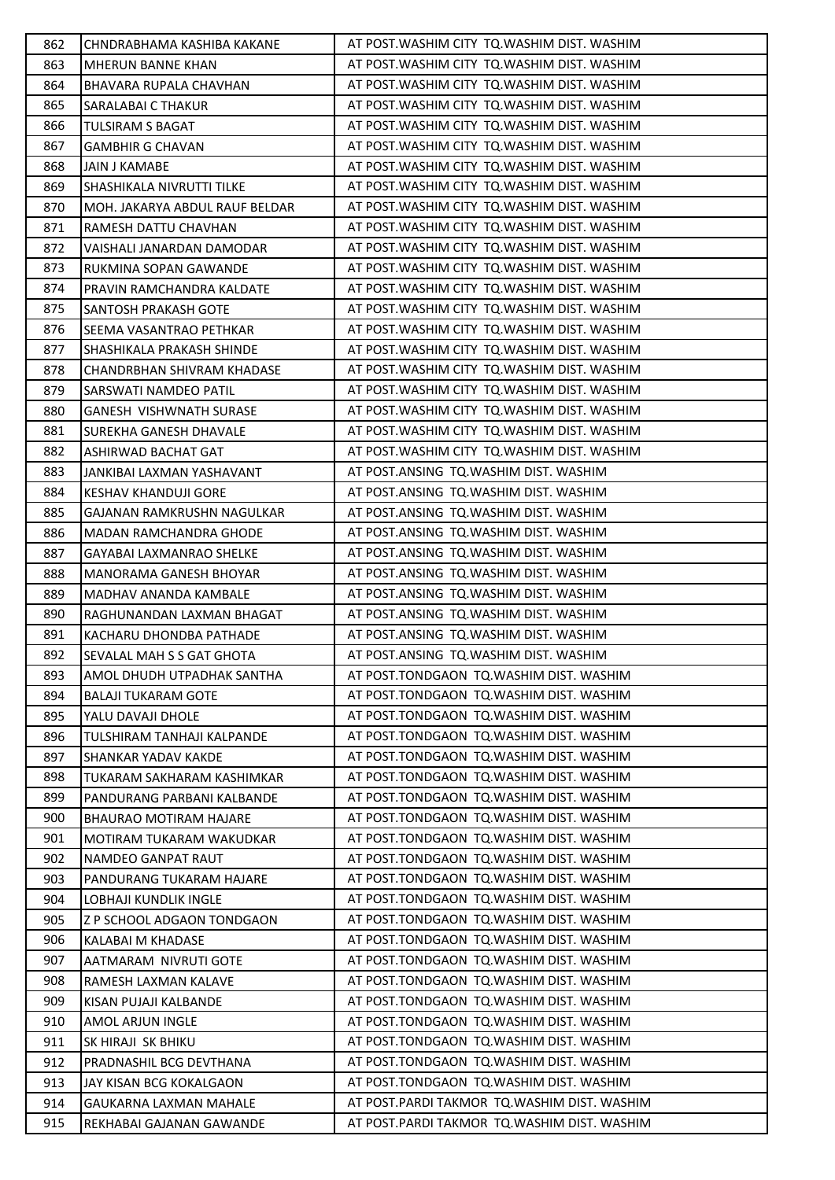| | | |
|---|---|---|
| 862 | CHNDRABHAMA KASHIBA KAKANE | AT POST.WASHIM CITY TQ.WASHIM DIST. WASHIM |
| 863 | MHERUN BANNE KHAN | AT POST.WASHIM CITY TQ.WASHIM DIST. WASHIM |
| 864 | BHAVARA RUPALA CHAVHAN | AT POST.WASHIM CITY TQ.WASHIM DIST. WASHIM |
| 865 | SARALABAI C THAKUR | AT POST.WASHIM CITY TQ.WASHIM DIST. WASHIM |
| 866 | TULSIRAM S BAGAT | AT POST.WASHIM CITY TQ.WASHIM DIST. WASHIM |
| 867 | GAMBHIR G CHAVAN | AT POST.WASHIM CITY TQ.WASHIM DIST. WASHIM |
| 868 | JAIN J KAMABE | AT POST.WASHIM CITY TQ.WASHIM DIST. WASHIM |
| 869 | SHASHIKALA NIVRUTTI TILKE | AT POST.WASHIM CITY TQ.WASHIM DIST. WASHIM |
| 870 | MOH. JAKARYA ABDUL RAUF BELDAR | AT POST.WASHIM CITY TQ.WASHIM DIST. WASHIM |
| 871 | RAMESH DATTU CHAVHAN | AT POST.WASHIM CITY TQ.WASHIM DIST. WASHIM |
| 872 | VAISHALI JANARDAN DAMODAR | AT POST.WASHIM CITY TQ.WASHIM DIST. WASHIM |
| 873 | RUKMINA SOPAN GAWANDE | AT POST.WASHIM CITY TQ.WASHIM DIST. WASHIM |
| 874 | PRAVIN RAMCHANDRA KALDATE | AT POST.WASHIM CITY TQ.WASHIM DIST. WASHIM |
| 875 | SANTOSH PRAKASH GOTE | AT POST.WASHIM CITY TQ.WASHIM DIST. WASHIM |
| 876 | SEEMA VASANTRAO PETHKAR | AT POST.WASHIM CITY TQ.WASHIM DIST. WASHIM |
| 877 | SHASHIKALA PRAKASH SHINDE | AT POST.WASHIM CITY TQ.WASHIM DIST. WASHIM |
| 878 | CHANDRBHAN SHIVRAM KHADASE | AT POST.WASHIM CITY TQ.WASHIM DIST. WASHIM |
| 879 | SARSWATI NAMDEO PATIL | AT POST.WASHIM CITY TQ.WASHIM DIST. WASHIM |
| 880 | GANESH VISHWNATH SURASE | AT POST.WASHIM CITY TQ.WASHIM DIST. WASHIM |
| 881 | SUREKHA GANESH DHAVALE | AT POST.WASHIM CITY TQ.WASHIM DIST. WASHIM |
| 882 | ASHIRWAD BACHAT GAT | AT POST.WASHIM CITY TQ.WASHIM DIST. WASHIM |
| 883 | JANKIBAI LAXMAN YASHAVANT | AT POST.ANSING TQ.WASHIM DIST. WASHIM |
| 884 | KESHAV KHANDUJI GORE | AT POST.ANSING TQ.WASHIM DIST. WASHIM |
| 885 | GAJANAN RAMKRUSHN NAGULKAR | AT POST.ANSING TQ.WASHIM DIST. WASHIM |
| 886 | MADAN RAMCHANDRA GHODE | AT POST.ANSING TQ.WASHIM DIST. WASHIM |
| 887 | GAYABAI LAXMANRAO SHELKE | AT POST.ANSING TQ.WASHIM DIST. WASHIM |
| 888 | MANORAMA GANESH BHOYAR | AT POST.ANSING TQ.WASHIM DIST. WASHIM |
| 889 | MADHAV ANANDA KAMBALE | AT POST.ANSING TQ.WASHIM DIST. WASHIM |
| 890 | RAGHUNANDAN LAXMAN BHAGAT | AT POST.ANSING TQ.WASHIM DIST. WASHIM |
| 891 | KACHARU DHONDBA PATHADE | AT POST.ANSING TQ.WASHIM DIST. WASHIM |
| 892 | SEVALAL MAH S S GAT GHOTA | AT POST.ANSING TQ.WASHIM DIST. WASHIM |
| 893 | AMOL DHUDH UTPADHAK SANTHA | AT POST.TONDGAON TQ.WASHIM DIST. WASHIM |
| 894 | BALAJI TUKARAM GOTE | AT POST.TONDGAON TQ.WASHIM DIST. WASHIM |
| 895 | YALU DAVAJI DHOLE | AT POST.TONDGAON TQ.WASHIM DIST. WASHIM |
| 896 | TULSHIRAM TANHAJI KALPANDE | AT POST.TONDGAON TQ.WASHIM DIST. WASHIM |
| 897 | SHANKAR YADAV KAKDE | AT POST.TONDGAON TQ.WASHIM DIST. WASHIM |
| 898 | TUKARAM SAKHARAM KASHIMKAR | AT POST.TONDGAON TQ.WASHIM DIST. WASHIM |
| 899 | PANDURANG PARBANI KALBANDE | AT POST.TONDGAON TQ.WASHIM DIST. WASHIM |
| 900 | BHAURAO MOTIRAM HAJARE | AT POST.TONDGAON TQ.WASHIM DIST. WASHIM |
| 901 | MOTIRAM TUKARAM WAKUDKAR | AT POST.TONDGAON TQ.WASHIM DIST. WASHIM |
| 902 | NAMDEO GANPAT RAUT | AT POST.TONDGAON TQ.WASHIM DIST. WASHIM |
| 903 | PANDURANG TUKARAM HAJARE | AT POST.TONDGAON TQ.WASHIM DIST. WASHIM |
| 904 | LOBHAJI KUNDLIK INGLE | AT POST.TONDGAON TQ.WASHIM DIST. WASHIM |
| 905 | Z P SCHOOL ADGAON TONDGAON | AT POST.TONDGAON TQ.WASHIM DIST. WASHIM |
| 906 | KALABAI M KHADASE | AT POST.TONDGAON TQ.WASHIM DIST. WASHIM |
| 907 | AATMARAM NIVRUTI GOTE | AT POST.TONDGAON TQ.WASHIM DIST. WASHIM |
| 908 | RAMESH LAXMAN KALAVE | AT POST.TONDGAON TQ.WASHIM DIST. WASHIM |
| 909 | KISAN PUJAJI KALBANDE | AT POST.TONDGAON TQ.WASHIM DIST. WASHIM |
| 910 | AMOL ARJUN INGLE | AT POST.TONDGAON TQ.WASHIM DIST. WASHIM |
| 911 | SK HIRAJI SK BHIKU | AT POST.TONDGAON TQ.WASHIM DIST. WASHIM |
| 912 | PRADNASHIL BCG DEVTHANA | AT POST.TONDGAON TQ.WASHIM DIST. WASHIM |
| 913 | JAY KISAN BCG KOKALGAON | AT POST.TONDGAON TQ.WASHIM DIST. WASHIM |
| 914 | GAUKARNA LAXMAN MAHALE | AT POST.PARDI TAKMOR TQ.WASHIM DIST. WASHIM |
| 915 | REKHABAI GAJANAN GAWANDE | AT POST.PARDI TAKMOR TQ.WASHIM DIST. WASHIM |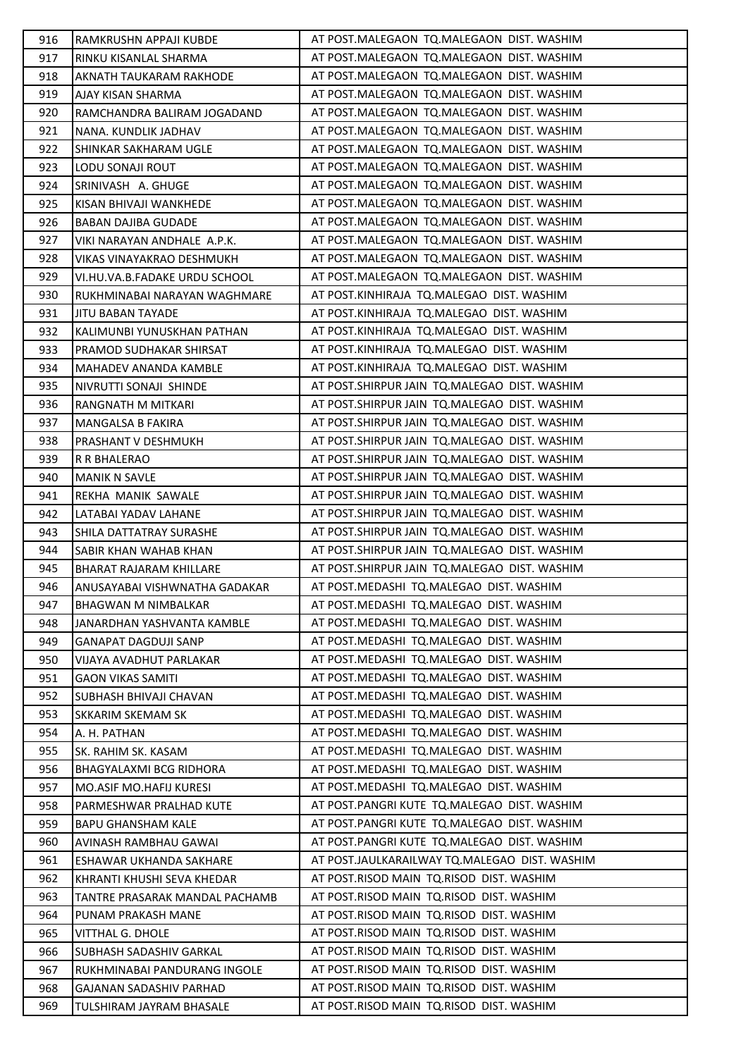| 916 | RAMKRUSHN APPAJI KUBDE | AT POST.MALEGAON TQ.MALEGAON DIST. WASHIM |
|---|---|---|
| 917 | RINKU KISANLAL SHARMA | AT POST.MALEGAON TQ.MALEGAON DIST. WASHIM |
| 918 | AKNATH TAUKARAM RAKHODE | AT POST.MALEGAON TQ.MALEGAON DIST. WASHIM |
| 919 | AJAY KISAN SHARMA | AT POST.MALEGAON TQ.MALEGAON DIST. WASHIM |
| 920 | RAMCHANDRA BALIRAM JOGADAND | AT POST.MALEGAON TQ.MALEGAON DIST. WASHIM |
| 921 | NANA. KUNDLIK JADHAV | AT POST.MALEGAON TQ.MALEGAON DIST. WASHIM |
| 922 | SHINKAR SAKHARAM UGLE | AT POST.MALEGAON TQ.MALEGAON DIST. WASHIM |
| 923 | LODU SONAJI ROUT | AT POST.MALEGAON TQ.MALEGAON DIST. WASHIM |
| 924 | SRINIVASH A. GHUGE | AT POST.MALEGAON TQ.MALEGAON DIST. WASHIM |
| 925 | KISAN BHIVAJI WANKHEDE | AT POST.MALEGAON TQ.MALEGAON DIST. WASHIM |
| 926 | BABAN DAJIBA GUDADE | AT POST.MALEGAON TQ.MALEGAON DIST. WASHIM |
| 927 | VIKI NARAYAN ANDHALE A.P.K. | AT POST.MALEGAON TQ.MALEGAON DIST. WASHIM |
| 928 | VIKAS VINAYAKRAO DESHMUKH | AT POST.MALEGAON TQ.MALEGAON DIST. WASHIM |
| 929 | VI.HU.VA.B.FADAKE URDU SCHOOL | AT POST.MALEGAON TQ.MALEGAON DIST. WASHIM |
| 930 | RUKHMINABAI NARAYAN WAGHMARE | AT POST.KINHIRAJA TQ.MALEGAO DIST. WASHIM |
| 931 | JITU BABAN TAYADE | AT POST.KINHIRAJA TQ.MALEGAO DIST. WASHIM |
| 932 | KALIMUNBI YUNUSKHAN PATHAN | AT POST.KINHIRAJA TQ.MALEGAO DIST. WASHIM |
| 933 | PRAMOD SUDHAKAR SHIRSAT | AT POST.KINHIRAJA TQ.MALEGAO DIST. WASHIM |
| 934 | MAHADEV ANANDA KAMBLE | AT POST.KINHIRAJA TQ.MALEGAO DIST. WASHIM |
| 935 | NIVRUTTI SONAJI SHINDE | AT POST.SHIRPUR JAIN TQ.MALEGAO DIST. WASHIM |
| 936 | RANGNATH M MITKARI | AT POST.SHIRPUR JAIN TQ.MALEGAO DIST. WASHIM |
| 937 | MANGALSA B FAKIRA | AT POST.SHIRPUR JAIN TQ.MALEGAO DIST. WASHIM |
| 938 | PRASHANT V DESHMUKH | AT POST.SHIRPUR JAIN TQ.MALEGAO DIST. WASHIM |
| 939 | R R BHALERAO | AT POST.SHIRPUR JAIN TQ.MALEGAO DIST. WASHIM |
| 940 | MANIK N SAVLE | AT POST.SHIRPUR JAIN TQ.MALEGAO DIST. WASHIM |
| 941 | REKHA MANIK SAWALE | AT POST.SHIRPUR JAIN TQ.MALEGAO DIST. WASHIM |
| 942 | LATABAI YADAV LAHANE | AT POST.SHIRPUR JAIN TQ.MALEGAO DIST. WASHIM |
| 943 | SHILA DATTATRAY SURASHE | AT POST.SHIRPUR JAIN TQ.MALEGAO DIST. WASHIM |
| 944 | SABIR KHAN WAHAB KHAN | AT POST.SHIRPUR JAIN TQ.MALEGAO DIST. WASHIM |
| 945 | BHARAT RAJARAM KHILLARE | AT POST.SHIRPUR JAIN TQ.MALEGAO DIST. WASHIM |
| 946 | ANUSAYABAI VISHWNATHA GADAKAR | AT POST.MEDASHI TQ.MALEGAO DIST. WASHIM |
| 947 | BHAGWAN M NIMBALKAR | AT POST.MEDASHI TQ.MALEGAO DIST. WASHIM |
| 948 | JANARDHAN YASHVANTA KAMBLE | AT POST.MEDASHI TQ.MALEGAO DIST. WASHIM |
| 949 | GANAPAT DAGDUJI SANP | AT POST.MEDASHI TQ.MALEGAO DIST. WASHIM |
| 950 | VIJAYA AVADHUT PARLAKAR | AT POST.MEDASHI TQ.MALEGAO DIST. WASHIM |
| 951 | GAON VIKAS SAMITI | AT POST.MEDASHI TQ.MALEGAO DIST. WASHIM |
| 952 | SUBHASH BHIVAJI CHAVAN | AT POST.MEDASHI TQ.MALEGAO DIST. WASHIM |
| 953 | SKKARIM SKEMAM SK | AT POST.MEDASHI TQ.MALEGAO DIST. WASHIM |
| 954 | A. H. PATHAN | AT POST.MEDASHI TQ.MALEGAO DIST. WASHIM |
| 955 | SK. RAHIM SK. KASAM | AT POST.MEDASHI TQ.MALEGAO DIST. WASHIM |
| 956 | BHAGYALAXMI BCG RIDHORA | AT POST.MEDASHI TQ.MALEGAO DIST. WASHIM |
| 957 | MO.ASIF MO.HAFIJ KURESI | AT POST.MEDASHI TQ.MALEGAO DIST. WASHIM |
| 958 | PARMESHWAR PRALHAD KUTE | AT POST.PANGRI KUTE TQ.MALEGAO DIST. WASHIM |
| 959 | BAPU GHANSHAM KALE | AT POST.PANGRI KUTE TQ.MALEGAO DIST. WASHIM |
| 960 | AVINASH RAMBHAU GAWAI | AT POST.PANGRI KUTE TQ.MALEGAO DIST. WASHIM |
| 961 | ESHAWAR UKHANDA SAKHARE | AT POST.JAULKARAILWAY TQ.MALEGAO DIST. WASHIM |
| 962 | KHRANTI KHUSHI SEVA KHEDAR | AT POST.RISOD MAIN TQ.RISOD DIST. WASHIM |
| 963 | TANTRE PRASARAK MANDAL PACHAMB | AT POST.RISOD MAIN TQ.RISOD DIST. WASHIM |
| 964 | PUNAM PRAKASH MANE | AT POST.RISOD MAIN TQ.RISOD DIST. WASHIM |
| 965 | VITTHAL G. DHOLE | AT POST.RISOD MAIN TQ.RISOD DIST. WASHIM |
| 966 | SUBHASH SADASHIV GARKAL | AT POST.RISOD MAIN TQ.RISOD DIST. WASHIM |
| 967 | RUKHMINABAI PANDURANG INGOLE | AT POST.RISOD MAIN TQ.RISOD DIST. WASHIM |
| 968 | GAJANAN SADASHIV PARHAD | AT POST.RISOD MAIN TQ.RISOD DIST. WASHIM |
| 969 | TULSHIRAM JAYRAM BHASALE | AT POST.RISOD MAIN TQ.RISOD DIST. WASHIM |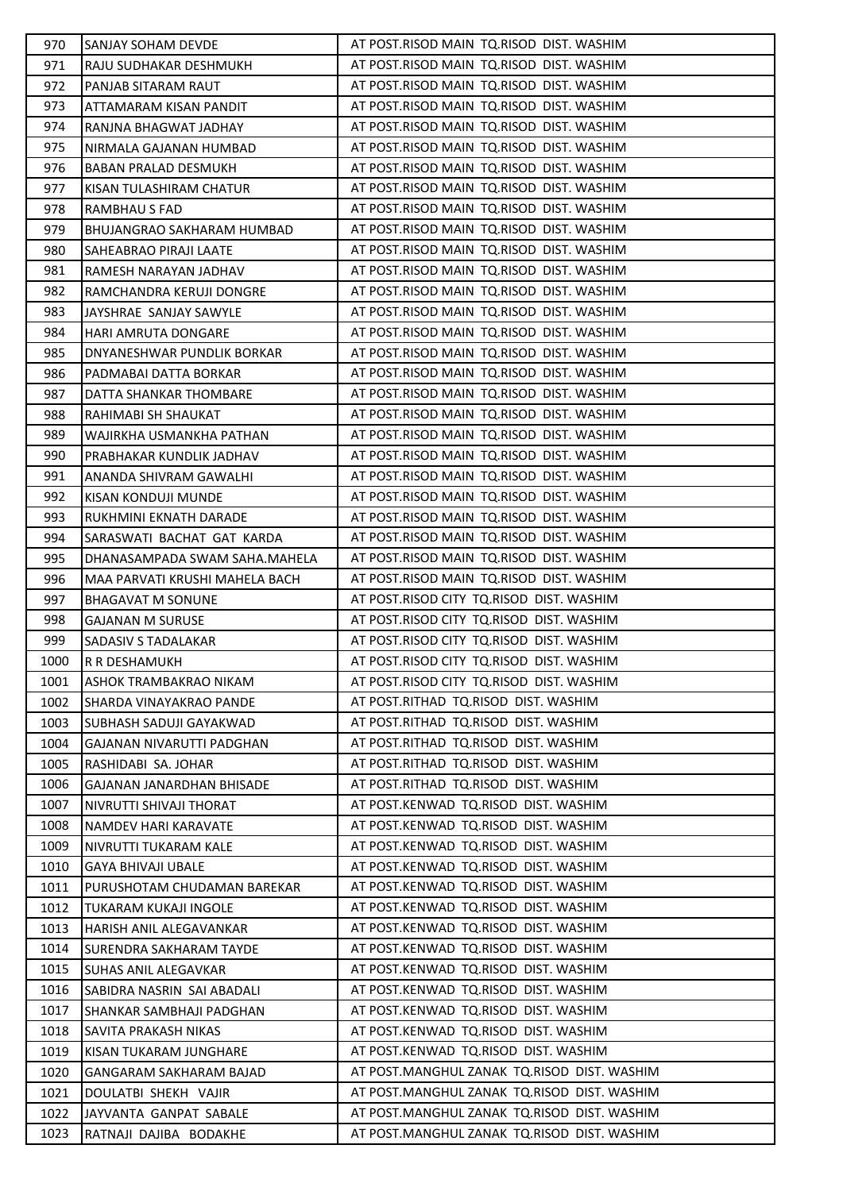| 970 | SANJAY SOHAM DEVDE | AT POST.RISOD MAIN TQ.RISOD DIST. WASHIM |
|---|---|---|
| 971 | RAJU SUDHAKAR DESHMUKH | AT POST.RISOD MAIN TQ.RISOD DIST. WASHIM |
| 972 | PANJAB SITARAM RAUT | AT POST.RISOD MAIN TQ.RISOD DIST. WASHIM |
| 973 | ATTAMARAM KISAN PANDIT | AT POST.RISOD MAIN TQ.RISOD DIST. WASHIM |
| 974 | RANJNA BHAGWAT JADHAY | AT POST.RISOD MAIN TQ.RISOD DIST. WASHIM |
| 975 | NIRMALA GAJANAN HUMBAD | AT POST.RISOD MAIN TQ.RISOD DIST. WASHIM |
| 976 | BABAN PRALAD DESMUKH | AT POST.RISOD MAIN TQ.RISOD DIST. WASHIM |
| 977 | KISAN TULASHIRAM CHATUR | AT POST.RISOD MAIN TQ.RISOD DIST. WASHIM |
| 978 | RAMBHAU S FAD | AT POST.RISOD MAIN TQ.RISOD DIST. WASHIM |
| 979 | BHUJANGRAO SAKHARAM HUMBAD | AT POST.RISOD MAIN TQ.RISOD DIST. WASHIM |
| 980 | SAHEABRAO PIRAJI LAATE | AT POST.RISOD MAIN TQ.RISOD DIST. WASHIM |
| 981 | RAMESH NARAYAN JADHAV | AT POST.RISOD MAIN TQ.RISOD DIST. WASHIM |
| 982 | RAMCHANDRA KERUJI DONGRE | AT POST.RISOD MAIN TQ.RISOD DIST. WASHIM |
| 983 | JAYSHRAE SANJAY SAWYLE | AT POST.RISOD MAIN TQ.RISOD DIST. WASHIM |
| 984 | HARI AMRUTA DONGARE | AT POST.RISOD MAIN TQ.RISOD DIST. WASHIM |
| 985 | DNYANESHWAR PUNDLIK BORKAR | AT POST.RISOD MAIN TQ.RISOD DIST. WASHIM |
| 986 | PADMABAI DATTA BORKAR | AT POST.RISOD MAIN TQ.RISOD DIST. WASHIM |
| 987 | DATTA SHANKAR THOMBARE | AT POST.RISOD MAIN TQ.RISOD DIST. WASHIM |
| 988 | RAHIMABI SH SHAUKAT | AT POST.RISOD MAIN TQ.RISOD DIST. WASHIM |
| 989 | WAJIRKHA USMANKHA PATHAN | AT POST.RISOD MAIN TQ.RISOD DIST. WASHIM |
| 990 | PRABHAKAR KUNDLIK JADHAV | AT POST.RISOD MAIN TQ.RISOD DIST. WASHIM |
| 991 | ANANDA SHIVRAM GAWALHI | AT POST.RISOD MAIN TQ.RISOD DIST. WASHIM |
| 992 | KISAN KONDUJI MUNDE | AT POST.RISOD MAIN TQ.RISOD DIST. WASHIM |
| 993 | RUKHMINI EKNATH DARADE | AT POST.RISOD MAIN TQ.RISOD DIST. WASHIM |
| 994 | SARASWATI BACHAT GAT KARDA | AT POST.RISOD MAIN TQ.RISOD DIST. WASHIM |
| 995 | DHANASAMPADA SWAM SAHA.MAHELA | AT POST.RISOD MAIN TQ.RISOD DIST. WASHIM |
| 996 | MAA PARVATI KRUSHI MAHELA BACH | AT POST.RISOD MAIN TQ.RISOD DIST. WASHIM |
| 997 | BHAGAVAT M SONUNE | AT POST.RISOD CITY TQ.RISOD DIST. WASHIM |
| 998 | GAJANAN M SURUSE | AT POST.RISOD CITY TQ.RISOD DIST. WASHIM |
| 999 | SADASIV S TADALAKAR | AT POST.RISOD CITY TQ.RISOD DIST. WASHIM |
| 1000 | R R DESHAMUKH | AT POST.RISOD CITY TQ.RISOD DIST. WASHIM |
| 1001 | ASHOK TRAMBAKRAO NIKAM | AT POST.RISOD CITY TQ.RISOD DIST. WASHIM |
| 1002 | SHARDA VINAYAKRAO PANDE | AT POST.RITHAD TQ.RISOD DIST. WASHIM |
| 1003 | SUBHASH SADUJI GAYAKWAD | AT POST.RITHAD TQ.RISOD DIST. WASHIM |
| 1004 | GAJANAN NIVARUTTI PADGHAN | AT POST.RITHAD TQ.RISOD DIST. WASHIM |
| 1005 | RASHIDABI SA. JOHAR | AT POST.RITHAD TQ.RISOD DIST. WASHIM |
| 1006 | GAJANAN JANARDHAN BHISADE | AT POST.RITHAD TQ.RISOD DIST. WASHIM |
| 1007 | NIVRUTTI SHIVAJI THORAT | AT POST.KENWAD TQ.RISOD DIST. WASHIM |
| 1008 | NAMDEV HARI KARAVATE | AT POST.KENWAD TQ.RISOD DIST. WASHIM |
| 1009 | NIVRUTTI TUKARAM KALE | AT POST.KENWAD TQ.RISOD DIST. WASHIM |
| 1010 | GAYA BHIVAJI UBALE | AT POST.KENWAD TQ.RISOD DIST. WASHIM |
| 1011 | PURUSHOTAM CHUDAMAN BAREKAR | AT POST.KENWAD TQ.RISOD DIST. WASHIM |
| 1012 | TUKARAM KUKAJI INGOLE | AT POST.KENWAD TQ.RISOD DIST. WASHIM |
| 1013 | HARISH ANIL ALEGAVANKAR | AT POST.KENWAD TQ.RISOD DIST. WASHIM |
| 1014 | SURENDRA SAKHARAM TAYDE | AT POST.KENWAD TQ.RISOD DIST. WASHIM |
| 1015 | SUHAS ANIL ALEGAVKAR | AT POST.KENWAD TQ.RISOD DIST. WASHIM |
| 1016 | SABIDRA NASRIN SAI ABADALI | AT POST.KENWAD TQ.RISOD DIST. WASHIM |
| 1017 | SHANKAR SAMBHAJI PADGHAN | AT POST.KENWAD TQ.RISOD DIST. WASHIM |
| 1018 | SAVITA PRAKASH NIKAS | AT POST.KENWAD TQ.RISOD DIST. WASHIM |
| 1019 | KISAN TUKARAM JUNGHARE | AT POST.KENWAD TQ.RISOD DIST. WASHIM |
| 1020 | GANGARAM SAKHARAM BAJAD | AT POST.MANGHUL ZANAK TQ.RISOD DIST. WASHIM |
| 1021 | DOULATBI SHEKH VAJIR | AT POST.MANGHUL ZANAK TQ.RISOD DIST. WASHIM |
| 1022 | JAYVANTA GANPAT SABALE | AT POST.MANGHUL ZANAK TQ.RISOD DIST. WASHIM |
| 1023 | RATNAJI DAJIBA BODAKHE | AT POST.MANGHUL ZANAK TQ.RISOD DIST. WASHIM |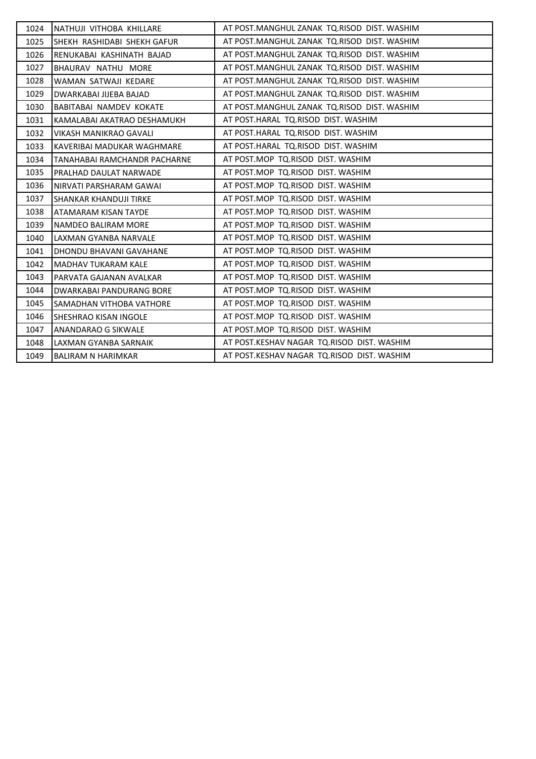| | | |
|---|---|---|
| 1024 | NATHUJI VITHOBA KHILLARE | AT POST.MANGHUL ZANAK TQ.RISOD DIST. WASHIM |
| 1025 | SHEKH RASHIDABI SHEKH GAFUR | AT POST.MANGHUL ZANAK TQ.RISOD DIST. WASHIM |
| 1026 | RENUKABAI KASHINATH BAJAD | AT POST.MANGHUL ZANAK TQ.RISOD DIST. WASHIM |
| 1027 | BHAURAV NATHU MORE | AT POST.MANGHUL ZANAK TQ.RISOD DIST. WASHIM |
| 1028 | WAMAN SATWAJI KEDARE | AT POST.MANGHUL ZANAK TQ.RISOD DIST. WASHIM |
| 1029 | DWARKABAI JIJEBA BAJAD | AT POST.MANGHUL ZANAK TQ.RISOD DIST. WASHIM |
| 1030 | BABITABAI NAMDEV KOKATE | AT POST.MANGHUL ZANAK TQ.RISOD DIST. WASHIM |
| 1031 | KAMALABAI AKATRAO DESHAMUKH | AT POST.HARAL TQ.RISOD DIST. WASHIM |
| 1032 | VIKASH MANIKRAO GAVALI | AT POST.HARAL TQ.RISOD DIST. WASHIM |
| 1033 | KAVERIBAI MADUKAR WAGHMARE | AT POST.HARAL TQ.RISOD DIST. WASHIM |
| 1034 | TANAHABAI RAMCHANDR PACHARNE | AT POST.MOP TQ.RISOD DIST. WASHIM |
| 1035 | PRALHAD DAULAT NARWADE | AT POST.MOP TQ.RISOD DIST. WASHIM |
| 1036 | NIRVATI PARSHARAM GAWAI | AT POST.MOP TQ.RISOD DIST. WASHIM |
| 1037 | SHANKAR KHANDUJI TIRKE | AT POST.MOP TQ.RISOD DIST. WASHIM |
| 1038 | ATAMARAM KISAN TAYDE | AT POST.MOP TQ.RISOD DIST. WASHIM |
| 1039 | NAMDEO BALIRAM MORE | AT POST.MOP TQ.RISOD DIST. WASHIM |
| 1040 | LAXMAN GYANBA NARVALE | AT POST.MOP TQ.RISOD DIST. WASHIM |
| 1041 | DHONDU BHAVANI GAVAHANE | AT POST.MOP TQ.RISOD DIST. WASHIM |
| 1042 | MADHAV TUKARAM KALE | AT POST.MOP TQ.RISOD DIST. WASHIM |
| 1043 | PARVATA GAJANAN AVALKAR | AT POST.MOP TQ.RISOD DIST. WASHIM |
| 1044 | DWARKABAI PANDURANG BORE | AT POST.MOP TQ.RISOD DIST. WASHIM |
| 1045 | SAMADHAN VITHOBA VATHORE | AT POST.MOP TQ.RISOD DIST. WASHIM |
| 1046 | SHESHRAO KISAN INGOLE | AT POST.MOP TQ.RISOD DIST. WASHIM |
| 1047 | ANANDARAO G SIKWALE | AT POST.MOP TQ.RISOD DIST. WASHIM |
| 1048 | LAXMAN GYANBA SARNAIK | AT POST.KESHAV NAGAR TQ.RISOD DIST. WASHIM |
| 1049 | BALIRAM N HARIMKAR | AT POST.KESHAV NAGAR TQ.RISOD DIST. WASHIM |